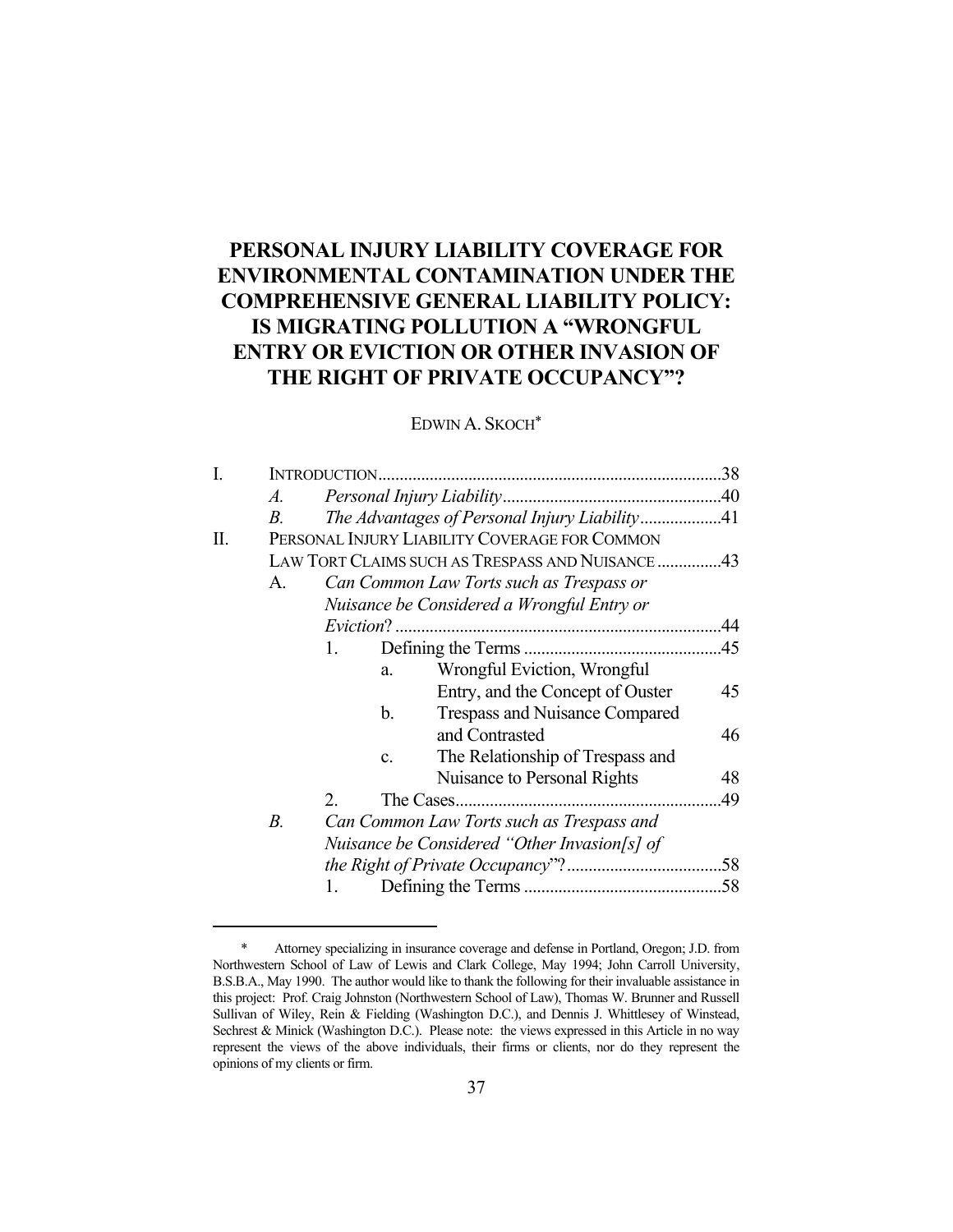# PERSONAL INJURY LIABILITY COVERAGE FOR ENVIRONMENTAL CONTAMINATION UNDER THE COMPREHENSIVE GENERAL LIABILITY POLICY: IS MIGRATING POLLUTION A "WRONGFUL ENTRY OR EVICTION OR OTHER INVASION OF THE RIGHT OF PRIVATE OCCUPANCY"?

EDWIN A. SKOCH*

| | | | | | |
|---|---|---|---|---|---|
| I. | INTRODUCTION | | | | 38 |
| | *A.* | *Personal Injury Liability* | | | 40 |
| | *B.* | *The Advantages of Personal Injury Liability* | | | 41 |
| II. | PERSONAL INJURY LIABILITY COVERAGE FOR COMMON LAW TORT CLAIMS SUCH AS TRESPASS AND NUISANCE | | | | 43 |
| | A. | *Can Common Law Torts such as Trespass or Nuisance be Considered a Wrongful Entry or Eviction*? | | | 44 |
| | | 1. | Defining the Terms | | 45 |
| | | | a. | Wrongful Eviction, Wrongful Entry, and the Concept of Ouster | 45 |
| | | | b. | Trespass and Nuisance Compared and Contrasted | 46 |
| | | | c. | The Relationship of Trespass and Nuisance to Personal Rights | 48 |
| | | 2. | The Cases | | 49 |
| | *B.* | *Can Common Law Torts such as Trespass and Nuisance be Considered "Other Invasion[s] of the Right of Private Occupancy*"? | | | 58 |
| | | 1. | Defining the Terms | | 58 |

\* Attorney specializing in insurance coverage and defense in Portland, Oregon; J.D. from Northwestern School of Law of Lewis and Clark College, May 1994; John Carroll University, B.S.B.A., May 1990. The author would like to thank the following for their invaluable assistance in this project: Prof. Craig Johnston (Northwestern School of Law), Thomas W. Brunner and Russell Sullivan of Wiley, Rein & Fielding (Washington D.C.), and Dennis J. Whittlesey of Winstead, Sechrest & Minick (Washington D.C.). Please note: the views expressed in this Article in no way represent the views of the above individuals, their firms or clients, nor do they represent the opinions of my clients or firm.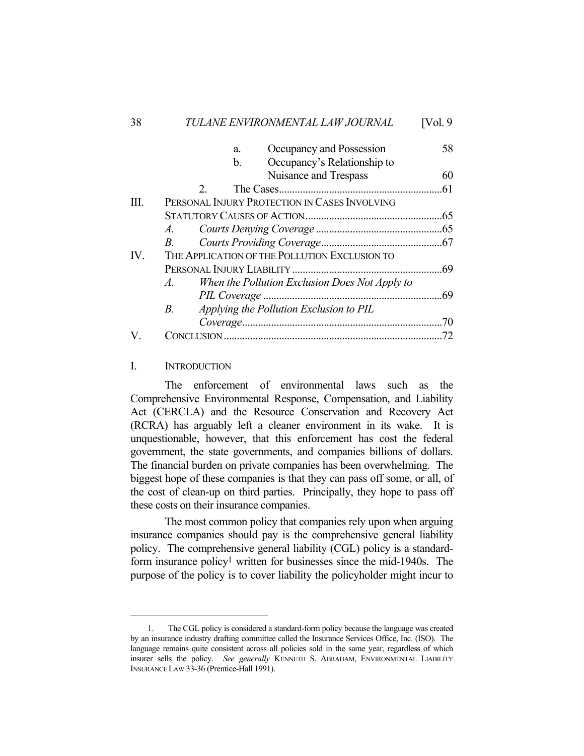| | | | |
|---|---|---|---|
| | a. | Occupancy and Possession | 58 |
| | b. | Occupancy's Relationship to Nuisance and Trespass | 60 |
| | 2. | The Cases | 61 |
| III. | PERSONAL INJURY PROTECTION IN CASES INVOLVING STATUTORY CAUSES OF ACTION | | 65 |
| | *A.* | *Courts Denying Coverage* | 65 |
| | *B.* | *Courts Providing Coverage* | 67 |
| IV. | THE APPLICATION OF THE POLLUTION EXCLUSION TO PERSONAL INJURY LIABILITY | | 69 |
| | *A.* | *When the Pollution Exclusion Does Not Apply to PIL Coverage* | 69 |
| | *B.* | *Applying the Pollution Exclusion to PIL Coverage* | 70 |
| V. | CONCLUSION | | 72 |

## I. INTRODUCTION

The enforcement of environmental laws such as the Comprehensive Environmental Response, Compensation, and Liability Act (CERCLA) and the Resource Conservation and Recovery Act (RCRA) has arguably left a cleaner environment in its wake. It is unquestionable, however, that this enforcement has cost the federal government, the state governments, and companies billions of dollars. The financial burden on private companies has been overwhelming. The biggest hope of these companies is that they can pass off some, or all, of the cost of clean-up on third parties. Principally, they hope to pass off these costs on their insurance companies.

The most common policy that companies rely upon when arguing insurance companies should pay is the comprehensive general liability policy. The comprehensive general liability (CGL) policy is a standard-form insurance policy[1] written for businesses since the mid-1940s. The purpose of the policy is to cover liability the policyholder might incur to

1. The CGL policy is considered a standard-form policy because the language was created by an insurance industry drafting committee called the Insurance Services Office, Inc. (ISO). The language remains quite consistent across all policies sold in the same year, regardless of which insurer sells the policy. *See generally* KENNETH S. ABRAHAM, ENVIRONMENTAL LIABILITY INSURANCE LAW 33-36 (Prentice-Hall 1991).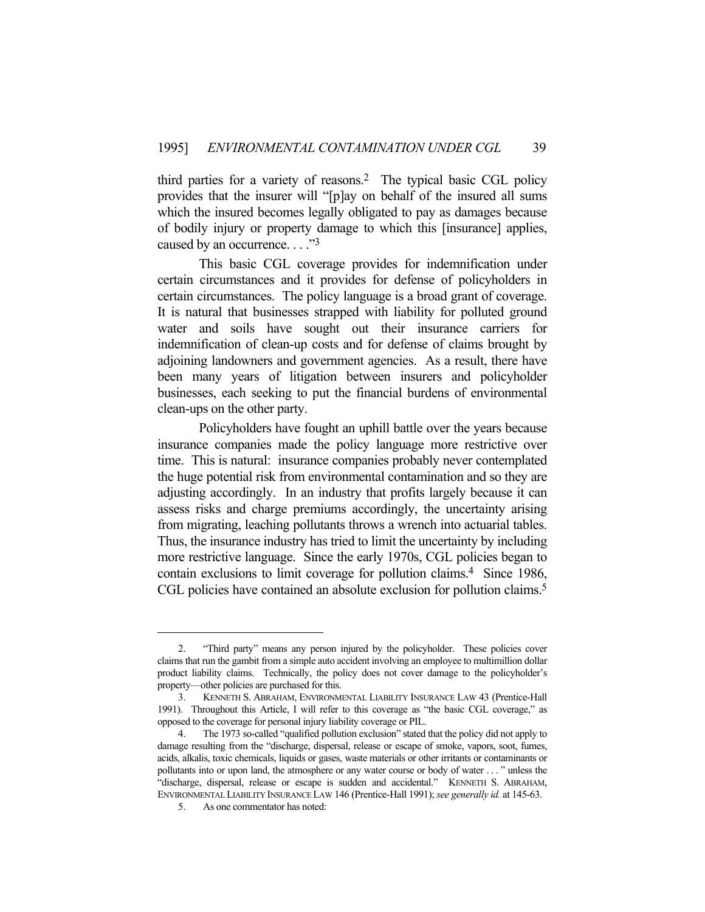third parties for a variety of reasons.[2] The typical basic CGL policy provides that the insurer will "[p]ay on behalf of the insured all sums which the insured becomes legally obligated to pay as damages because of bodily injury or property damage to which this [insurance] applies, caused by an occurrence. . . ."[3]

This basic CGL coverage provides for indemnification under certain circumstances and it provides for defense of policyholders in certain circumstances. The policy language is a broad grant of coverage. It is natural that businesses strapped with liability for polluted ground water and soils have sought out their insurance carriers for indemnification of clean-up costs and for defense of claims brought by adjoining landowners and government agencies. As a result, there have been many years of litigation between insurers and policyholder businesses, each seeking to put the financial burdens of environmental clean-ups on the other party.

Policyholders have fought an uphill battle over the years because insurance companies made the policy language more restrictive over time. This is natural: insurance companies probably never contemplated the huge potential risk from environmental contamination and so they are adjusting accordingly. In an industry that profits largely because it can assess risks and charge premiums accordingly, the uncertainty arising from migrating, leaching pollutants throws a wrench into actuarial tables. Thus, the insurance industry has tried to limit the uncertainty by including more restrictive language. Since the early 1970s, CGL policies began to contain exclusions to limit coverage for pollution claims.[4] Since 1986, CGL policies have contained an absolute exclusion for pollution claims.[5]

---

2. "Third party" means any person injured by the policyholder. These policies cover claims that run the gambit from a simple auto accident involving an employee to multimillion dollar product liability claims. Technically, the policy does not cover damage to the policyholder's property—other policies are purchased for this.

3. KENNETH S. ABRAHAM, ENVIRONMENTAL LIABILITY INSURANCE LAW 43 (Prentice-Hall 1991). Throughout this Article, I will refer to this coverage as "the basic CGL coverage," as opposed to the coverage for personal injury liability coverage or PIL.

4. The 1973 so-called "qualified pollution exclusion" stated that the policy did not apply to damage resulting from the "discharge, dispersal, release or escape of smoke, vapors, soot, fumes, acids, alkalis, toxic chemicals, liquids or gases, waste materials or other irritants or contaminants or pollutants into or upon land, the atmosphere or any water course or body of water . . . " unless the "discharge, dispersal, release or escape is sudden and accidental." KENNETH S. ABRAHAM, ENVIRONMENTAL LIABILITY INSURANCE LAW 146 (Prentice-Hall 1991); *see generally id.* at 145-63.

5. As one commentator has noted: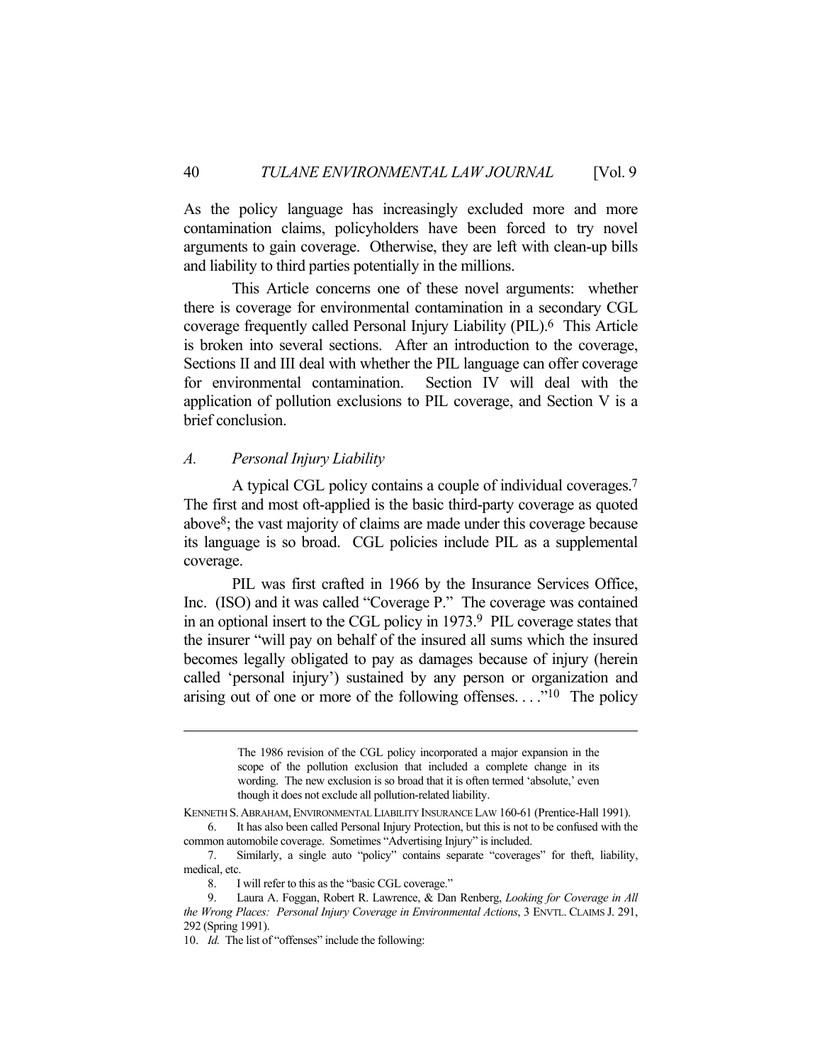As the policy language has increasingly excluded more and more contamination claims, policyholders have been forced to try novel arguments to gain coverage. Otherwise, they are left with clean-up bills and liability to third parties potentially in the millions.

This Article concerns one of these novel arguments: whether there is coverage for environmental contamination in a secondary CGL coverage frequently called Personal Injury Liability (PIL).[6] This Article is broken into several sections. After an introduction to the coverage, Sections II and III deal with whether the PIL language can offer coverage for environmental contamination. Section IV will deal with the application of pollution exclusions to PIL coverage, and Section V is a brief conclusion.

### *A. Personal Injury Liability*

A typical CGL policy contains a couple of individual coverages.[7] The first and most oft-applied is the basic third-party coverage as quoted above[8]; the vast majority of claims are made under this coverage because its language is so broad. CGL policies include PIL as a supplemental coverage.

PIL was first crafted in 1966 by the Insurance Services Office, Inc. (ISO) and it was called "Coverage P." The coverage was contained in an optional insert to the CGL policy in 1973.[9] PIL coverage states that the insurer "will pay on behalf of the insured all sums which the insured becomes legally obligated to pay as damages because of injury (herein called 'personal injury') sustained by any person or organization and arising out of one or more of the following offenses. . . ."[10] The policy

---

> The 1986 revision of the CGL policy incorporated a major expansion in the scope of the pollution exclusion that included a complete change in its wording. The new exclusion is so broad that it is often termed 'absolute,' even though it does not exclude all pollution-related liability.

KENNETH S. ABRAHAM, ENVIRONMENTAL LIABILITY INSURANCE LAW 160-61 (Prentice-Hall 1991).

6. It has also been called Personal Injury Protection, but this is not to be confused with the common automobile coverage. Sometimes "Advertising Injury" is included.

7. Similarly, a single auto "policy" contains separate "coverages" for theft, liability, medical, etc.

8. I will refer to this as the "basic CGL coverage."

9. Laura A. Foggan, Robert R. Lawrence, & Dan Renberg, *Looking for Coverage in All the Wrong Places: Personal Injury Coverage in Environmental Actions*, 3 ENVTL. CLAIMS J. 291, 292 (Spring 1991).

10. *Id.* The list of "offenses" include the following: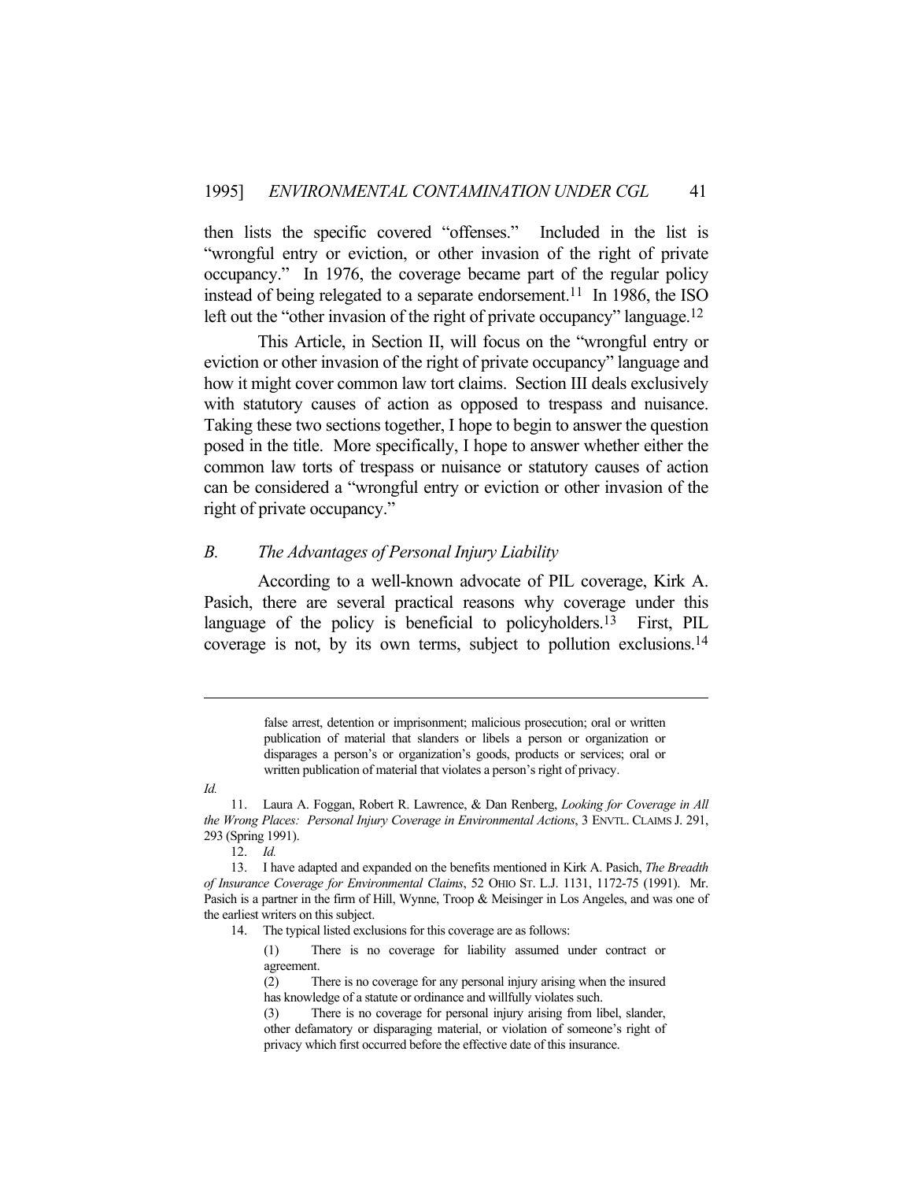then lists the specific covered "offenses." Included in the list is "wrongful entry or eviction, or other invasion of the right of private occupancy." In 1976, the coverage became part of the regular policy instead of being relegated to a separate endorsement.[11] In 1986, the ISO left out the "other invasion of the right of private occupancy" language.[12]

This Article, in Section II, will focus on the "wrongful entry or eviction or other invasion of the right of private occupancy" language and how it might cover common law tort claims. Section III deals exclusively with statutory causes of action as opposed to trespass and nuisance. Taking these two sections together, I hope to begin to answer the question posed in the title. More specifically, I hope to answer whether either the common law torts of trespass or nuisance or statutory causes of action can be considered a "wrongful entry or eviction or other invasion of the right of private occupancy."

### *B. The Advantages of Personal Injury Liability*

According to a well-known advocate of PIL coverage, Kirk A. Pasich, there are several practical reasons why coverage under this language of the policy is beneficial to policyholders.[13] First, PIL coverage is not, by its own terms, subject to pollution exclusions.[14]

---

> false arrest, detention or imprisonment; malicious prosecution; oral or written publication of material that slanders or libels a person or organization or disparages a person's or organization's goods, products or services; oral or written publication of material that violates a person's right of privacy.

*Id.*

11. Laura A. Foggan, Robert R. Lawrence, & Dan Renberg, *Looking for Coverage in All the Wrong Places: Personal Injury Coverage in Environmental Actions*, 3 ENVTL. CLAIMS J. 291, 293 (Spring 1991).

12. *Id.*

13. I have adapted and expanded on the benefits mentioned in Kirk A. Pasich, *The Breadth of Insurance Coverage for Environmental Claims*, 52 OHIO ST. L.J. 1131, 1172-75 (1991). Mr. Pasich is a partner in the firm of Hill, Wynne, Troop & Meisinger in Los Angeles, and was one of the earliest writers on this subject.

14. The typical listed exclusions for this coverage are as follows:

> (1) There is no coverage for liability assumed under contract or agreement.
>
> (2) There is no coverage for any personal injury arising when the insured has knowledge of a statute or ordinance and willfully violates such.
>
> (3) There is no coverage for personal injury arising from libel, slander, other defamatory or disparaging material, or violation of someone's right of privacy which first occurred before the effective date of this insurance.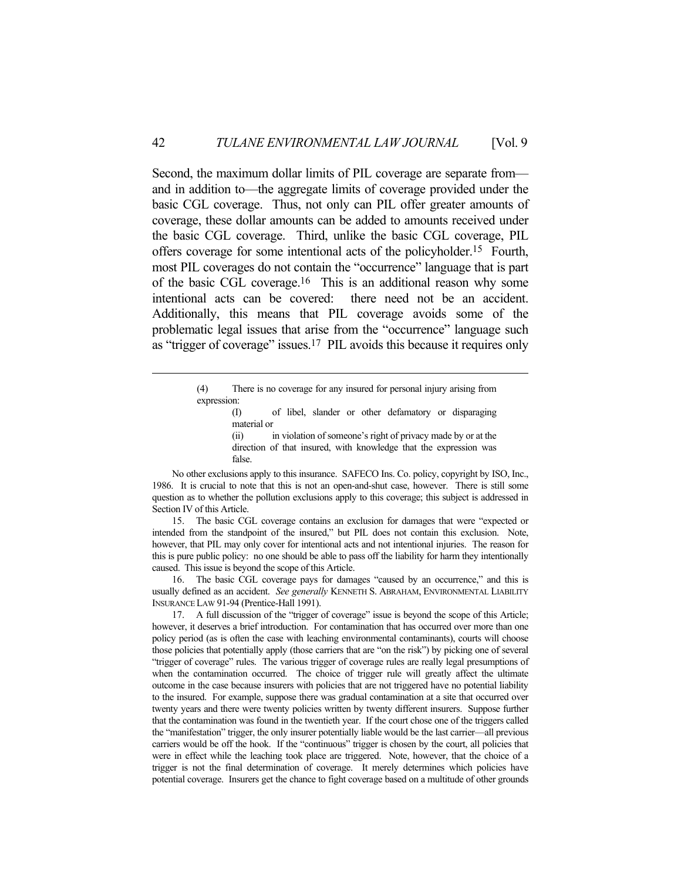Second, the maximum dollar limits of PIL coverage are separate from—and in addition to—the aggregate limits of coverage provided under the basic CGL coverage. Thus, not only can PIL offer greater amounts of coverage, these dollar amounts can be added to amounts received under the basic CGL coverage. Third, unlike the basic CGL coverage, PIL offers coverage for some intentional acts of the policyholder.[15] Fourth, most PIL coverages do not contain the "occurrence" language that is part of the basic CGL coverage.[16] This is an additional reason why some intentional acts can be covered: there need not be an accident. Additionally, this means that PIL coverage avoids some of the problematic legal issues that arise from the "occurrence" language such as "trigger of coverage" issues.[17] PIL avoids this because it requires only

---

> (4) There is no coverage for any insured for personal injury arising from expression:
>
> > (I) of libel, slander or other defamatory or disparaging material or
> >
> > (ii) in violation of someone's right of privacy made by or at the direction of that insured, with knowledge that the expression was false.

No other exclusions apply to this insurance. SAFECO Ins. Co. policy, copyright by ISO, Inc., 1986. It is crucial to note that this is not an open-and-shut case, however. There is still some question as to whether the pollution exclusions apply to this coverage; this subject is addressed in Section IV of this Article.

15. The basic CGL coverage contains an exclusion for damages that were "expected or intended from the standpoint of the insured," but PIL does not contain this exclusion. Note, however, that PIL may only cover for intentional acts and not intentional injuries. The reason for this is pure public policy: no one should be able to pass off the liability for harm they intentionally caused. This issue is beyond the scope of this Article.

16. The basic CGL coverage pays for damages "caused by an occurrence," and this is usually defined as an accident. *See generally* KENNETH S. ABRAHAM, ENVIRONMENTAL LIABILITY INSURANCE LAW 91-94 (Prentice-Hall 1991).

17. A full discussion of the "trigger of coverage" issue is beyond the scope of this Article; however, it deserves a brief introduction. For contamination that has occurred over more than one policy period (as is often the case with leaching environmental contaminants), courts will choose those policies that potentially apply (those carriers that are "on the risk") by picking one of several "trigger of coverage" rules. The various trigger of coverage rules are really legal presumptions of when the contamination occurred. The choice of trigger rule will greatly affect the ultimate outcome in the case because insurers with policies that are not triggered have no potential liability to the insured. For example, suppose there was gradual contamination at a site that occurred over twenty years and there were twenty policies written by twenty different insurers. Suppose further that the contamination was found in the twentieth year. If the court chose one of the triggers called the "manifestation" trigger, the only insurer potentially liable would be the last carrier—all previous carriers would be off the hook. If the "continuous" trigger is chosen by the court, all policies that were in effect while the leaching took place are triggered. Note, however, that the choice of a trigger is not the final determination of coverage. It merely determines which policies have potential coverage. Insurers get the chance to fight coverage based on a multitude of other grounds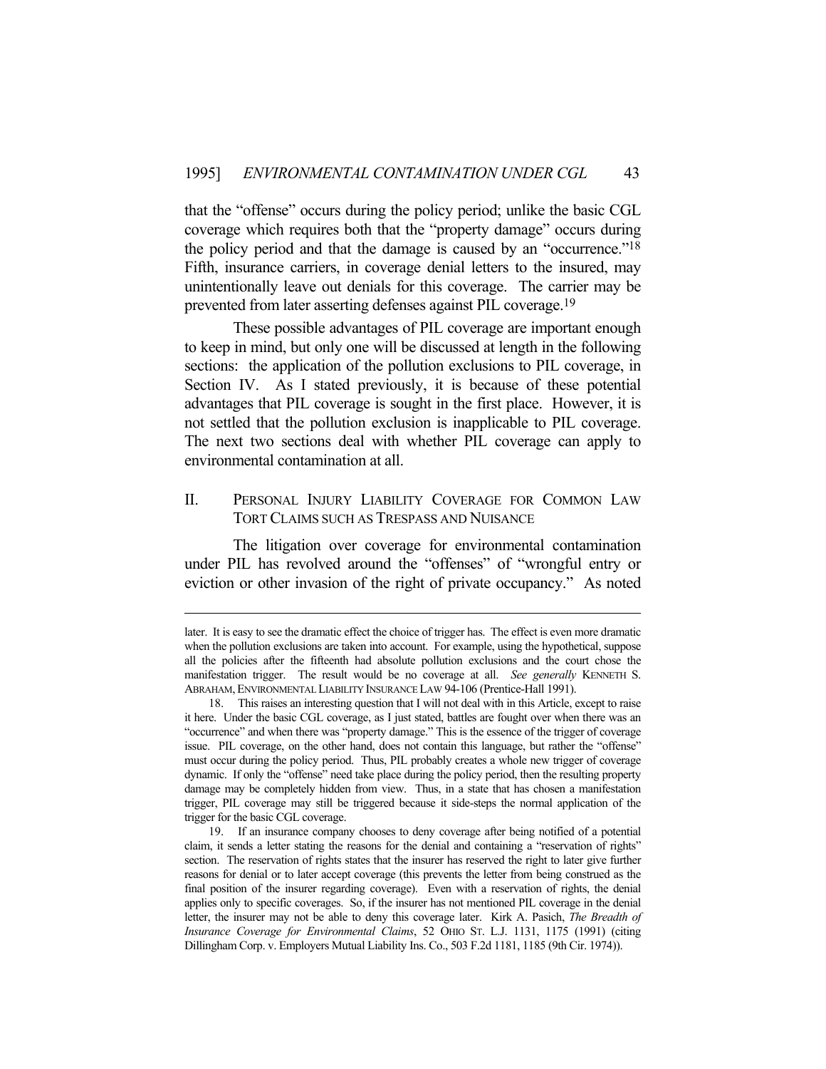that the "offense" occurs during the policy period; unlike the basic CGL coverage which requires both that the "property damage" occurs during the policy period and that the damage is caused by an "occurrence."[18] Fifth, insurance carriers, in coverage denial letters to the insured, may unintentionally leave out denials for this coverage. The carrier may be prevented from later asserting defenses against PIL coverage.[19]

These possible advantages of PIL coverage are important enough to keep in mind, but only one will be discussed at length in the following sections: the application of the pollution exclusions to PIL coverage, in Section IV. As I stated previously, it is because of these potential advantages that PIL coverage is sought in the first place. However, it is not settled that the pollution exclusion is inapplicable to PIL coverage. The next two sections deal with whether PIL coverage can apply to environmental contamination at all.

## II. PERSONAL INJURY LIABILITY COVERAGE FOR COMMON LAW TORT CLAIMS SUCH AS TRESPASS AND NUISANCE

The litigation over coverage for environmental contamination under PIL has revolved around the "offenses" of "wrongful entry or eviction or other invasion of the right of private occupancy." As noted

---

later. It is easy to see the dramatic effect the choice of trigger has. The effect is even more dramatic when the pollution exclusions are taken into account. For example, using the hypothetical, suppose all the policies after the fifteenth had absolute pollution exclusions and the court chose the manifestation trigger. The result would be no coverage at all. *See generally* KENNETH S. ABRAHAM, ENVIRONMENTAL LIABILITY INSURANCE LAW 94-106 (Prentice-Hall 1991).

18. This raises an interesting question that I will not deal with in this Article, except to raise it here. Under the basic CGL coverage, as I just stated, battles are fought over when there was an "occurrence" and when there was "property damage." This is the essence of the trigger of coverage issue. PIL coverage, on the other hand, does not contain this language, but rather the "offense" must occur during the policy period. Thus, PIL probably creates a whole new trigger of coverage dynamic. If only the "offense" need take place during the policy period, then the resulting property damage may be completely hidden from view. Thus, in a state that has chosen a manifestation trigger, PIL coverage may still be triggered because it side-steps the normal application of the trigger for the basic CGL coverage.

19. If an insurance company chooses to deny coverage after being notified of a potential claim, it sends a letter stating the reasons for the denial and containing a "reservation of rights" section. The reservation of rights states that the insurer has reserved the right to later give further reasons for denial or to later accept coverage (this prevents the letter from being construed as the final position of the insurer regarding coverage). Even with a reservation of rights, the denial applies only to specific coverages. So, if the insurer has not mentioned PIL coverage in the denial letter, the insurer may not be able to deny this coverage later. Kirk A. Pasich, *The Breadth of Insurance Coverage for Environmental Claims*, 52 OHIO ST. L.J. 1131, 1175 (1991) (citing Dillingham Corp. v. Employers Mutual Liability Ins. Co., 503 F.2d 1181, 1185 (9th Cir. 1974)).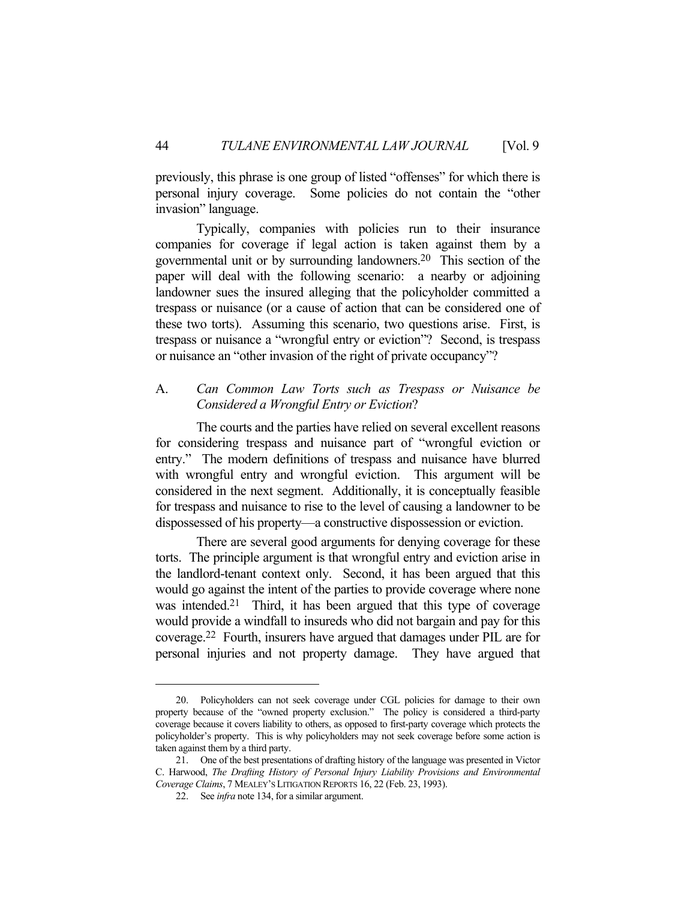previously, this phrase is one group of listed "offenses" for which there is personal injury coverage. Some policies do not contain the "other invasion" language.

Typically, companies with policies run to their insurance companies for coverage if legal action is taken against them by a governmental unit or by surrounding landowners.[20] This section of the paper will deal with the following scenario: a nearby or adjoining landowner sues the insured alleging that the policyholder committed a trespass or nuisance (or a cause of action that can be considered one of these two torts). Assuming this scenario, two questions arise. First, is trespass or nuisance a "wrongful entry or eviction"? Second, is trespass or nuisance an "other invasion of the right of private occupancy"?

### A. *Can Common Law Torts such as Trespass or Nuisance be Considered a Wrongful Entry or Eviction*?

The courts and the parties have relied on several excellent reasons for considering trespass and nuisance part of "wrongful eviction or entry." The modern definitions of trespass and nuisance have blurred with wrongful entry and wrongful eviction. This argument will be considered in the next segment. Additionally, it is conceptually feasible for trespass and nuisance to rise to the level of causing a landowner to be dispossessed of his property—a constructive dispossession or eviction.

There are several good arguments for denying coverage for these torts. The principle argument is that wrongful entry and eviction arise in the landlord-tenant context only. Second, it has been argued that this would go against the intent of the parties to provide coverage where none was intended.[21] Third, it has been argued that this type of coverage would provide a windfall to insureds who did not bargain and pay for this coverage.[22] Fourth, insurers have argued that damages under PIL are for personal injuries and not property damage. They have argued that

---

20. Policyholders can not seek coverage under CGL policies for damage to their own property because of the "owned property exclusion." The policy is considered a third-party coverage because it covers liability to others, as opposed to first-party coverage which protects the policyholder's property. This is why policyholders may not seek coverage before some action is taken against them by a third party.

21. One of the best presentations of drafting history of the language was presented in Victor C. Harwood, *The Drafting History of Personal Injury Liability Provisions and Environmental Coverage Claims*, 7 MEALEY'S LITIGATION REPORTS 16, 22 (Feb. 23, 1993).

22. See *infra* note 134, for a similar argument.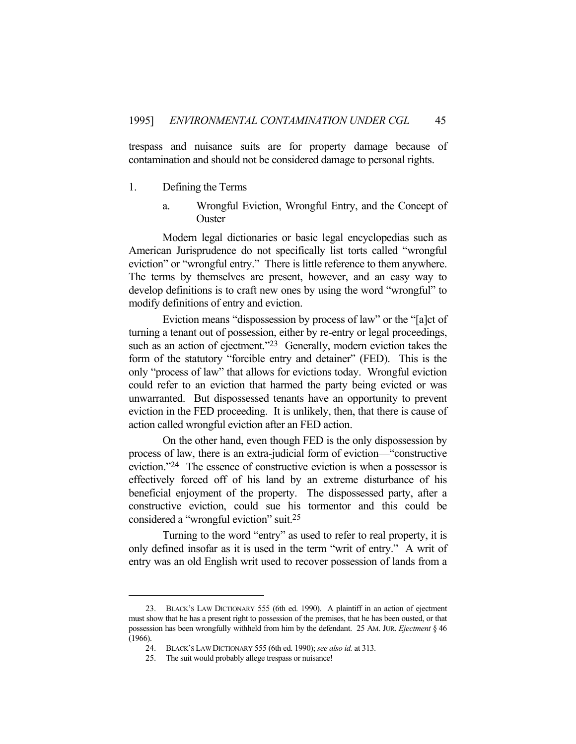trespass and nuisance suits are for property damage because of contamination and should not be considered damage to personal rights.

1. Defining the Terms

a. Wrongful Eviction, Wrongful Entry, and the Concept of Ouster

Modern legal dictionaries or basic legal encyclopedias such as American Jurisprudence do not specifically list torts called "wrongful eviction" or "wrongful entry." There is little reference to them anywhere. The terms by themselves are present, however, and an easy way to develop definitions is to craft new ones by using the word "wrongful" to modify definitions of entry and eviction.

Eviction means "dispossession by process of law" or the "[a]ct of turning a tenant out of possession, either by re-entry or legal proceedings, such as an action of ejectment."[23] Generally, modern eviction takes the form of the statutory "forcible entry and detainer" (FED). This is the only "process of law" that allows for evictions today. Wrongful eviction could refer to an eviction that harmed the party being evicted or was unwarranted. But dispossessed tenants have an opportunity to prevent eviction in the FED proceeding. It is unlikely, then, that there is cause of action called wrongful eviction after an FED action.

On the other hand, even though FED is the only dispossession by process of law, there is an extra-judicial form of eviction—"constructive eviction."[24] The essence of constructive eviction is when a possessor is effectively forced off of his land by an extreme disturbance of his beneficial enjoyment of the property. The dispossessed party, after a constructive eviction, could sue his tormentor and this could be considered a "wrongful eviction" suit.[25]

Turning to the word "entry" as used to refer to real property, it is only defined insofar as it is used in the term "writ of entry." A writ of entry was an old English writ used to recover possession of lands from a

---

23. BLACK'S LAW DICTIONARY 555 (6th ed. 1990). A plaintiff in an action of ejectment must show that he has a present right to possession of the premises, that he has been ousted, or that possession has been wrongfully withheld from him by the defendant. 25 AM. JUR. *Ejectment* § 46 (1966).

24. BLACK'S LAW DICTIONARY 555 (6th ed. 1990); *see also id.* at 313.

25. The suit would probably allege trespass or nuisance!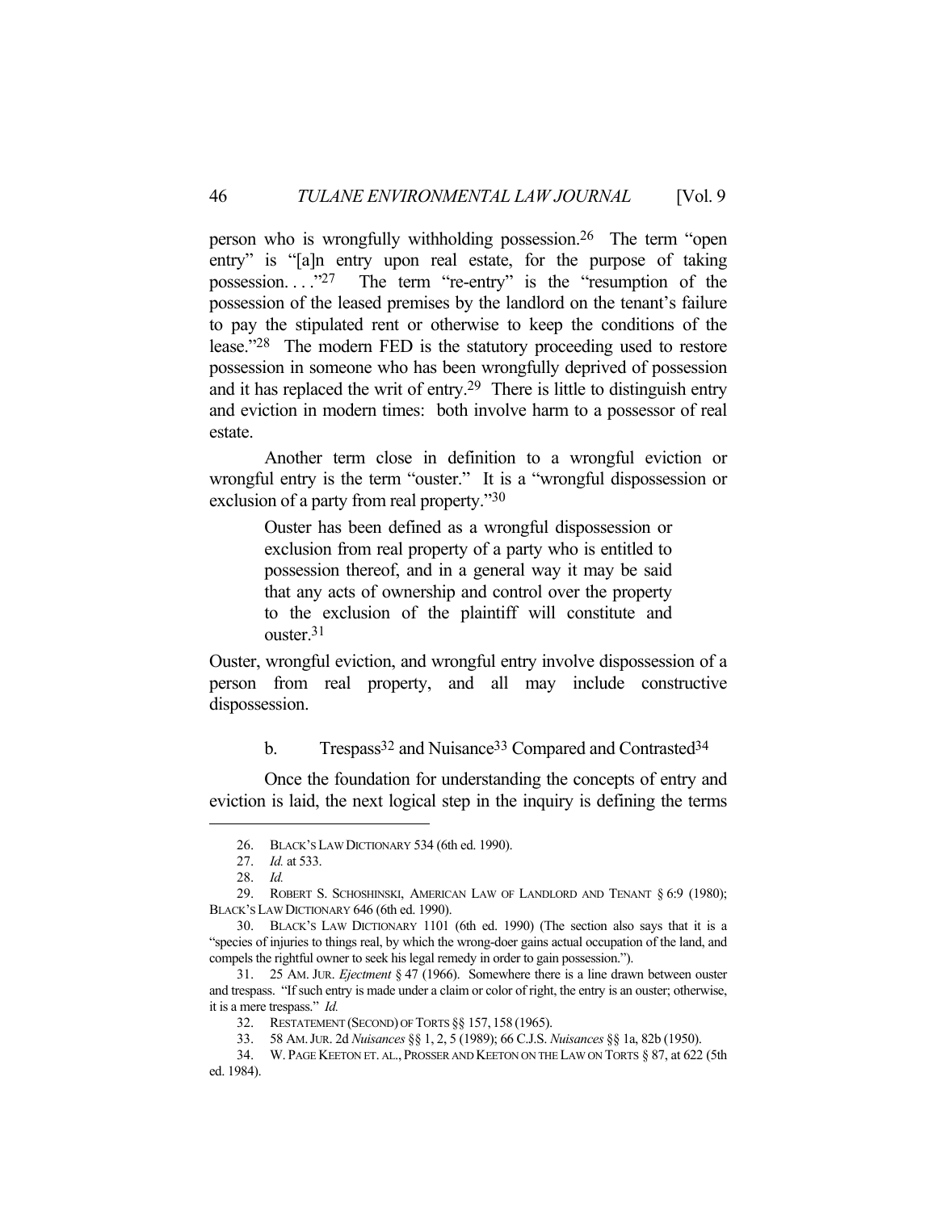person who is wrongfully withholding possession.[26] The term "open entry" is "[a]n entry upon real estate, for the purpose of taking possession. . . ."[27] The term "re-entry" is the "resumption of the possession of the leased premises by the landlord on the tenant's failure to pay the stipulated rent or otherwise to keep the conditions of the lease."[28] The modern FED is the statutory proceeding used to restore possession in someone who has been wrongfully deprived of possession and it has replaced the writ of entry.[29] There is little to distinguish entry and eviction in modern times: both involve harm to a possessor of real estate.

Another term close in definition to a wrongful eviction or wrongful entry is the term "ouster." It is a "wrongful dispossession or exclusion of a party from real property."[30]

> Ouster has been defined as a wrongful dispossession or exclusion from real property of a party who is entitled to possession thereof, and in a general way it may be said that any acts of ownership and control over the property to the exclusion of the plaintiff will constitute and ouster.[31]

Ouster, wrongful eviction, and wrongful entry involve dispossession of a person from real property, and all may include constructive dispossession.

#### b. Trespass[32] and Nuisance[33] Compared and Contrasted[34]

Once the foundation for understanding the concepts of entry and eviction is laid, the next logical step in the inquiry is defining the terms

---

26. BLACK'S LAW DICTIONARY 534 (6th ed. 1990).

27. *Id.* at 533.

28. *Id.*

29. ROBERT S. SCHOSHINSKI, AMERICAN LAW OF LANDLORD AND TENANT § 6:9 (1980); BLACK'S LAW DICTIONARY 646 (6th ed. 1990).

30. BLACK'S LAW DICTIONARY 1101 (6th ed. 1990) (The section also says that it is a "species of injuries to things real, by which the wrong-doer gains actual occupation of the land, and compels the rightful owner to seek his legal remedy in order to gain possession.").

31. 25 AM. JUR. *Ejectment* § 47 (1966). Somewhere there is a line drawn between ouster and trespass. "If such entry is made under a claim or color of right, the entry is an ouster; otherwise, it is a mere trespass." *Id.*

32. RESTATEMENT (SECOND) OF TORTS §§ 157, 158 (1965).

33. 58 AM. JUR. 2d *Nuisances* §§ 1, 2, 5 (1989); 66 C.J.S. *Nuisances* §§ 1a, 82b (1950).

34. W. PAGE KEETON ET. AL., PROSSER AND KEETON ON THE LAW ON TORTS § 87, at 622 (5th ed. 1984).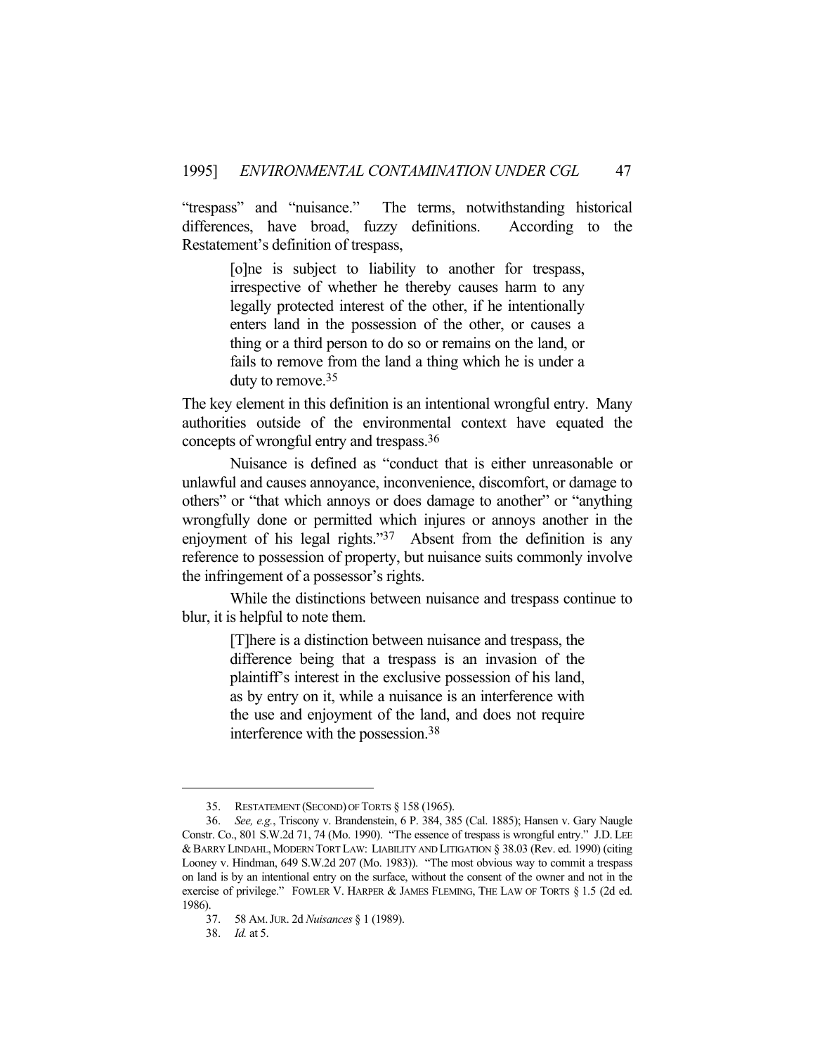"trespass" and "nuisance." The terms, notwithstanding historical differences, have broad, fuzzy definitions. According to the Restatement's definition of trespass,

> [o]ne is subject to liability to another for trespass, irrespective of whether he thereby causes harm to any legally protected interest of the other, if he intentionally enters land in the possession of the other, or causes a thing or a third person to do so or remains on the land, or fails to remove from the land a thing which he is under a duty to remove.[35]

The key element in this definition is an intentional wrongful entry. Many authorities outside of the environmental context have equated the concepts of wrongful entry and trespass.[36]

Nuisance is defined as "conduct that is either unreasonable or unlawful and causes annoyance, inconvenience, discomfort, or damage to others" or "that which annoys or does damage to another" or "anything wrongfully done or permitted which injures or annoys another in the enjoyment of his legal rights."[37] Absent from the definition is any reference to possession of property, but nuisance suits commonly involve the infringement of a possessor's rights.

While the distinctions between nuisance and trespass continue to blur, it is helpful to note them.

> [T]here is a distinction between nuisance and trespass, the difference being that a trespass is an invasion of the plaintiff's interest in the exclusive possession of his land, as by entry on it, while a nuisance is an interference with the use and enjoyment of the land, and does not require interference with the possession.[38]

---

35. RESTATEMENT (SECOND) OF TORTS § 158 (1965).

36. *See, e.g.*, Triscony v. Brandenstein, 6 P. 384, 385 (Cal. 1885); Hansen v. Gary Naugle Constr. Co., 801 S.W.2d 71, 74 (Mo. 1990). "The essence of trespass is wrongful entry." J.D. LEE & BARRY LINDAHL, MODERN TORT LAW: LIABILITY AND LITIGATION § 38.03 (Rev. ed. 1990) (citing Looney v. Hindman, 649 S.W.2d 207 (Mo. 1983)). "The most obvious way to commit a trespass on land is by an intentional entry on the surface, without the consent of the owner and not in the exercise of privilege." FOWLER V. HARPER & JAMES FLEMING, THE LAW OF TORTS § 1.5 (2d ed. 1986).

37. 58 AM. JUR. 2d *Nuisances* § 1 (1989).

38. *Id.* at 5.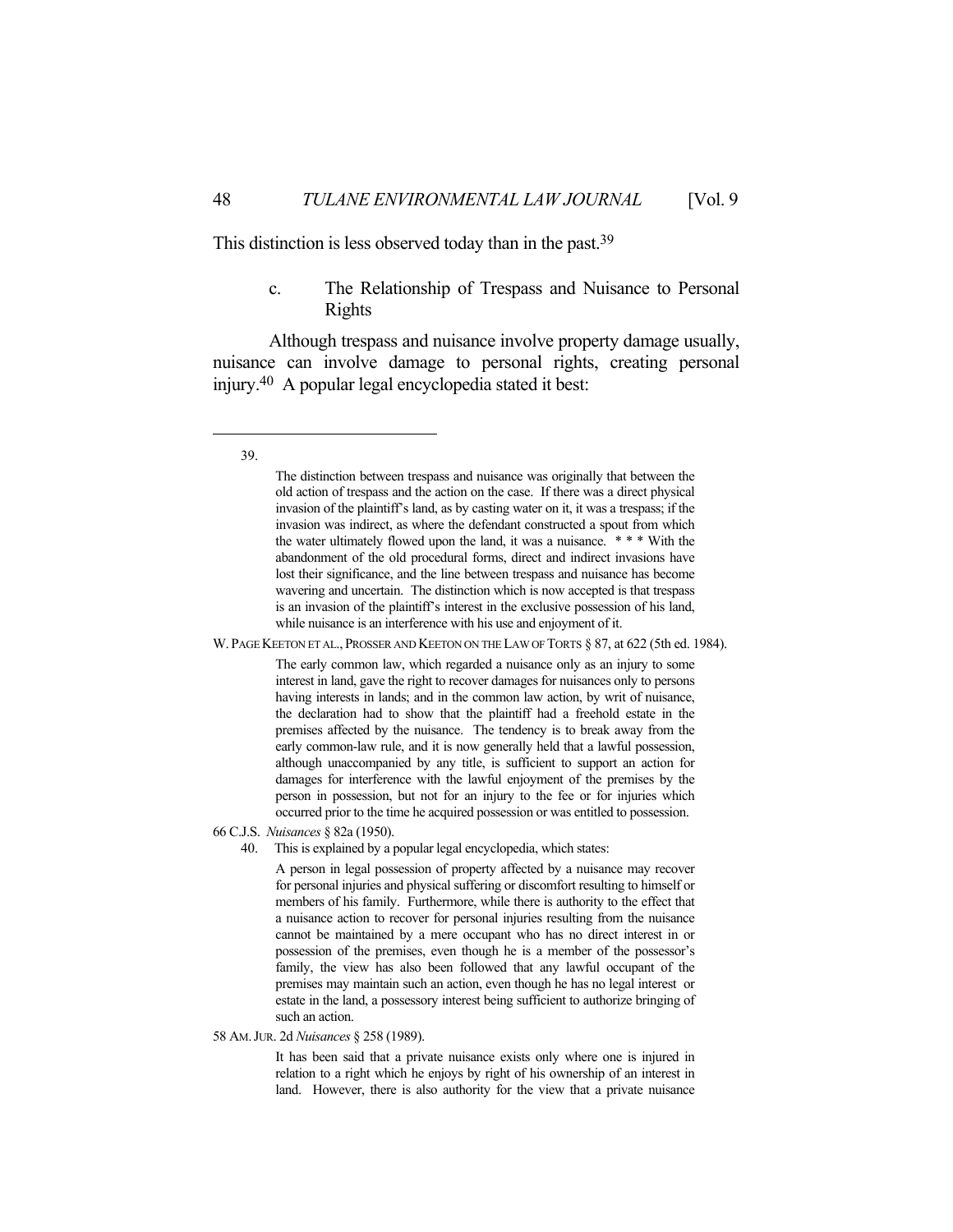This distinction is less observed today than in the past.[39]

#### c. The Relationship of Trespass and Nuisance to Personal Rights

Although trespass and nuisance involve property damage usually, nuisance can involve damage to personal rights, creating personal injury.[40] A popular legal encyclopedia stated it best:

---

39.

> The distinction between trespass and nuisance was originally that between the old action of trespass and the action on the case. If there was a direct physical invasion of the plaintiff's land, as by casting water on it, it was a trespass; if the invasion was indirect, as where the defendant constructed a spout from which the water ultimately flowed upon the land, it was a nuisance. * * * With the abandonment of the old procedural forms, direct and indirect invasions have lost their significance, and the line between trespass and nuisance has become wavering and uncertain. The distinction which is now accepted is that trespass is an invasion of the plaintiff's interest in the exclusive possession of his land, while nuisance is an interference with his use and enjoyment of it.

W. PAGE KEETON ET AL., PROSSER AND KEETON ON THE LAW OF TORTS § 87, at 622 (5th ed. 1984).

> The early common law, which regarded a nuisance only as an injury to some interest in land, gave the right to recover damages for nuisances only to persons having interests in lands; and in the common law action, by writ of nuisance, the declaration had to show that the plaintiff had a freehold estate in the premises affected by the nuisance. The tendency is to break away from the early common-law rule, and it is now generally held that a lawful possession, although unaccompanied by any title, is sufficient to support an action for damages for interference with the lawful enjoyment of the premises by the person in possession, but not for an injury to the fee or for injuries which occurred prior to the time he acquired possession or was entitled to possession.

66 C.J.S. *Nuisances* § 82a (1950).

40. This is explained by a popular legal encyclopedia, which states:

> A person in legal possession of property affected by a nuisance may recover for personal injuries and physical suffering or discomfort resulting to himself or members of his family. Furthermore, while there is authority to the effect that a nuisance action to recover for personal injuries resulting from the nuisance cannot be maintained by a mere occupant who has no direct interest in or possession of the premises, even though he is a member of the possessor's family, the view has also been followed that any lawful occupant of the premises may maintain such an action, even though he has no legal interest or estate in the land, a possessory interest being sufficient to authorize bringing of such an action.

58 AM. JUR. 2d *Nuisances* § 258 (1989).

> It has been said that a private nuisance exists only where one is injured in relation to a right which he enjoys by right of his ownership of an interest in land. However, there is also authority for the view that a private nuisance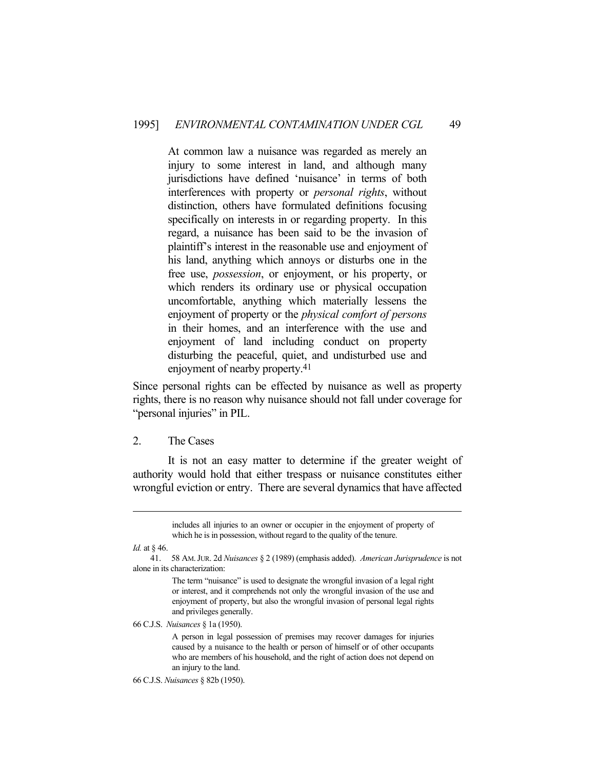> At common law a nuisance was regarded as merely an injury to some interest in land, and although many jurisdictions have defined 'nuisance' in terms of both interferences with property or *personal rights*, without distinction, others have formulated definitions focusing specifically on interests in or regarding property. In this regard, a nuisance has been said to be the invasion of plaintiff's interest in the reasonable use and enjoyment of his land, anything which annoys or disturbs one in the free use, *possession*, or enjoyment, or his property, or which renders its ordinary use or physical occupation uncomfortable, anything which materially lessens the enjoyment of property or the *physical comfort of persons* in their homes, and an interference with the use and enjoyment of land including conduct on property disturbing the peaceful, quiet, and undisturbed use and enjoyment of nearby property.[41]

Since personal rights can be effected by nuisance as well as property rights, there is no reason why nuisance should not fall under coverage for "personal injuries" in PIL.

2. The Cases

It is not an easy matter to determine if the greater weight of authority would hold that either trespass or nuisance constitutes either wrongful eviction or entry. There are several dynamics that have affected

---

> includes all injuries to an owner or occupier in the enjoyment of property of which he is in possession, without regard to the quality of the tenure.

*Id.* at § 46.

41. 58 AM. JUR. 2d *Nuisances* § 2 (1989) (emphasis added). *American Jurisprudence* is not alone in its characterization:

> The term "nuisance" is used to designate the wrongful invasion of a legal right or interest, and it comprehends not only the wrongful invasion of the use and enjoyment of property, but also the wrongful invasion of personal legal rights and privileges generally.

66 C.J.S. *Nuisances* § 1a (1950).

> A person in legal possession of premises may recover damages for injuries caused by a nuisance to the health or person of himself or of other occupants who are members of his household, and the right of action does not depend on an injury to the land.

66 C.J.S. *Nuisances* § 82b (1950).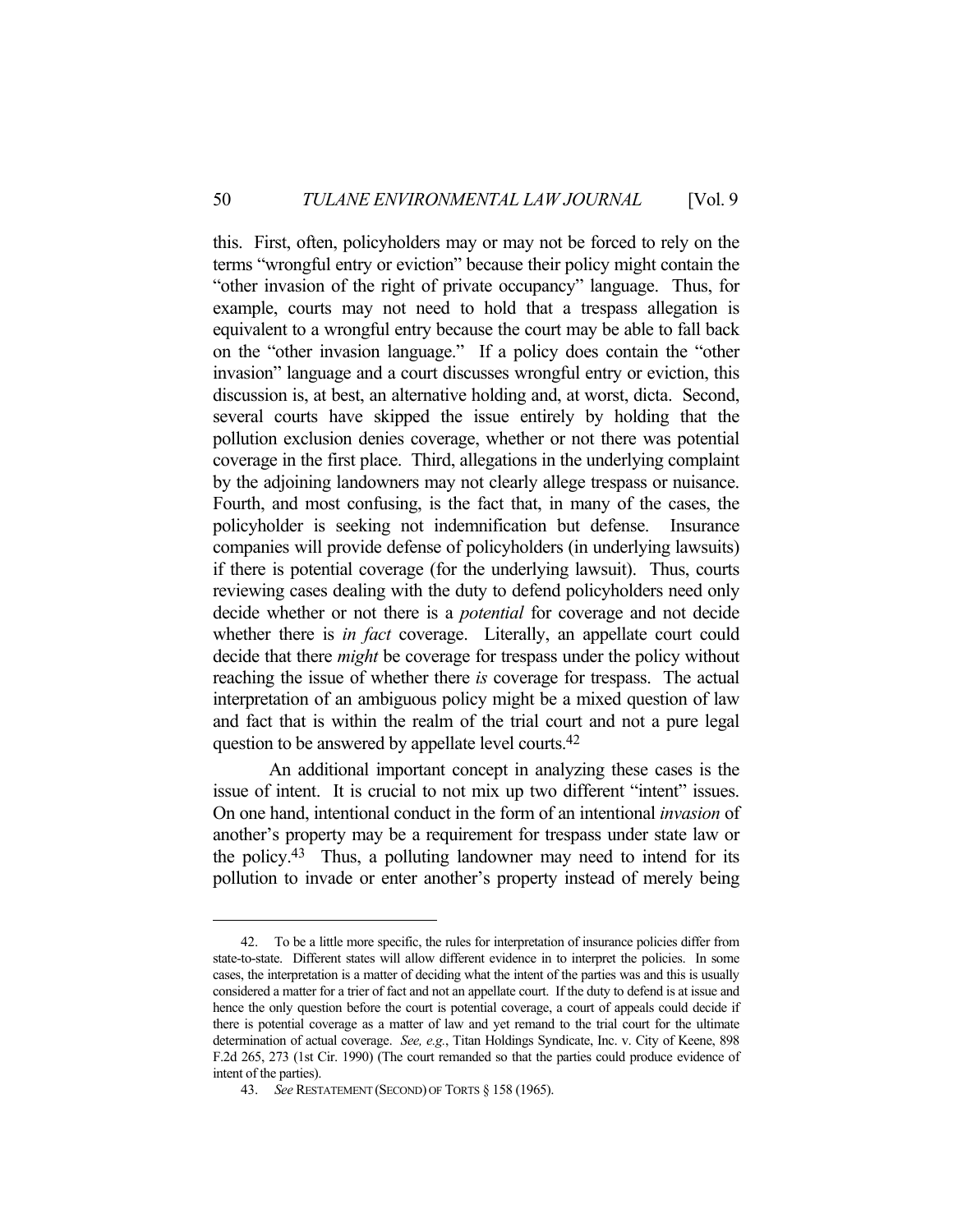this. First, often, policyholders may or may not be forced to rely on the terms "wrongful entry or eviction" because their policy might contain the "other invasion of the right of private occupancy" language. Thus, for example, courts may not need to hold that a trespass allegation is equivalent to a wrongful entry because the court may be able to fall back on the "other invasion language." If a policy does contain the "other invasion" language and a court discusses wrongful entry or eviction, this discussion is, at best, an alternative holding and, at worst, dicta. Second, several courts have skipped the issue entirely by holding that the pollution exclusion denies coverage, whether or not there was potential coverage in the first place. Third, allegations in the underlying complaint by the adjoining landowners may not clearly allege trespass or nuisance. Fourth, and most confusing, is the fact that, in many of the cases, the policyholder is seeking not indemnification but defense. Insurance companies will provide defense of policyholders (in underlying lawsuits) if there is potential coverage (for the underlying lawsuit). Thus, courts reviewing cases dealing with the duty to defend policyholders need only decide whether or not there is a *potential* for coverage and not decide whether there is *in fact* coverage. Literally, an appellate court could decide that there *might* be coverage for trespass under the policy without reaching the issue of whether there *is* coverage for trespass. The actual interpretation of an ambiguous policy might be a mixed question of law and fact that is within the realm of the trial court and not a pure legal question to be answered by appellate level courts.[42]

An additional important concept in analyzing these cases is the issue of intent. It is crucial to not mix up two different "intent" issues. On one hand, intentional conduct in the form of an intentional *invasion* of another's property may be a requirement for trespass under state law or the policy.[43] Thus, a polluting landowner may need to intend for its pollution to invade or enter another's property instead of merely being

---

42. To be a little more specific, the rules for interpretation of insurance policies differ from state-to-state. Different states will allow different evidence in to interpret the policies. In some cases, the interpretation is a matter of deciding what the intent of the parties was and this is usually considered a matter for a trier of fact and not an appellate court. If the duty to defend is at issue and hence the only question before the court is potential coverage, a court of appeals could decide if there is potential coverage as a matter of law and yet remand to the trial court for the ultimate determination of actual coverage. *See, e.g.*, Titan Holdings Syndicate, Inc. v. City of Keene, 898 F.2d 265, 273 (1st Cir. 1990) (The court remanded so that the parties could produce evidence of intent of the parties).

43. *See* RESTATEMENT (SECOND) OF TORTS § 158 (1965).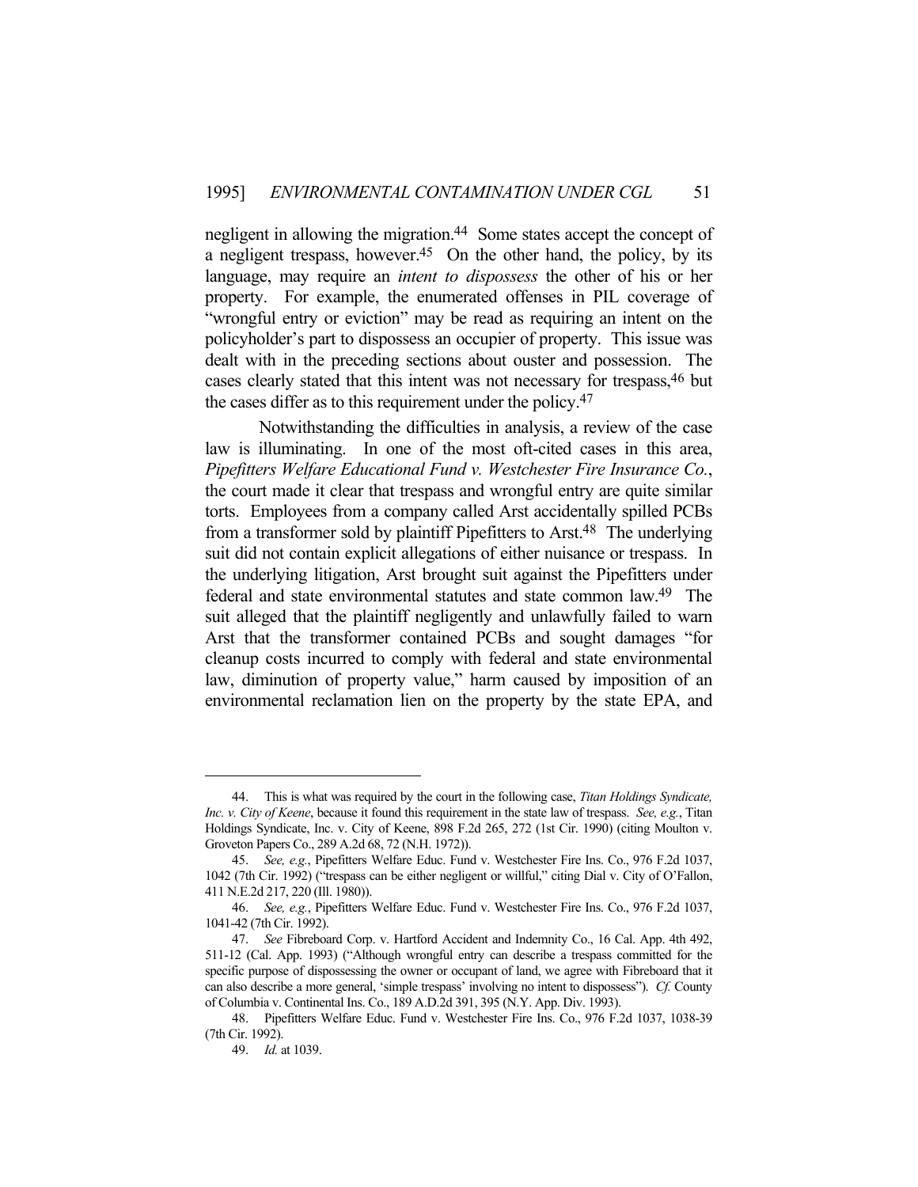negligent in allowing the migration.[44] Some states accept the concept of a negligent trespass, however.[45] On the other hand, the policy, by its language, may require an *intent to dispossess* the other of his or her property. For example, the enumerated offenses in PIL coverage of "wrongful entry or eviction" may be read as requiring an intent on the policyholder's part to dispossess an occupier of property. This issue was dealt with in the preceding sections about ouster and possession. The cases clearly stated that this intent was not necessary for trespass,[46] but the cases differ as to this requirement under the policy.[47]

Notwithstanding the difficulties in analysis, a review of the case law is illuminating. In one of the most oft-cited cases in this area, *Pipefitters Welfare Educational Fund v. Westchester Fire Insurance Co.*, the court made it clear that trespass and wrongful entry are quite similar torts. Employees from a company called Arst accidentally spilled PCBs from a transformer sold by plaintiff Pipefitters to Arst.[48] The underlying suit did not contain explicit allegations of either nuisance or trespass. In the underlying litigation, Arst brought suit against the Pipefitters under federal and state environmental statutes and state common law.[49] The suit alleged that the plaintiff negligently and unlawfully failed to warn Arst that the transformer contained PCBs and sought damages "for cleanup costs incurred to comply with federal and state environmental law, diminution of property value," harm caused by imposition of an environmental reclamation lien on the property by the state EPA, and

---

44. This is what was required by the court in the following case, *Titan Holdings Syndicate, Inc. v. City of Keene*, because it found this requirement in the state law of trespass. *See, e.g.*, Titan Holdings Syndicate, Inc. v. City of Keene, 898 F.2d 265, 272 (1st Cir. 1990) (citing Moulton v. Groveton Papers Co., 289 A.2d 68, 72 (N.H. 1972)).

45. *See, e.g.*, Pipefitters Welfare Educ. Fund v. Westchester Fire Ins. Co., 976 F.2d 1037, 1042 (7th Cir. 1992) ("trespass can be either negligent or willful," citing Dial v. City of O'Fallon, 411 N.E.2d 217, 220 (Ill. 1980)).

46. *See, e.g.*, Pipefitters Welfare Educ. Fund v. Westchester Fire Ins. Co., 976 F.2d 1037, 1041-42 (7th Cir. 1992).

47. *See* Fibreboard Corp. v. Hartford Accident and Indemnity Co., 16 Cal. App. 4th 492, 511-12 (Cal. App. 1993) ("Although wrongful entry can describe a trespass committed for the specific purpose of dispossessing the owner or occupant of land, we agree with Fibreboard that it can also describe a more general, 'simple trespass' involving no intent to dispossess"). *Cf.* County of Columbia v. Continental Ins. Co., 189 A.D.2d 391, 395 (N.Y. App. Div. 1993).

48. Pipefitters Welfare Educ. Fund v. Westchester Fire Ins. Co., 976 F.2d 1037, 1038-39 (7th Cir. 1992).

49. *Id.* at 1039.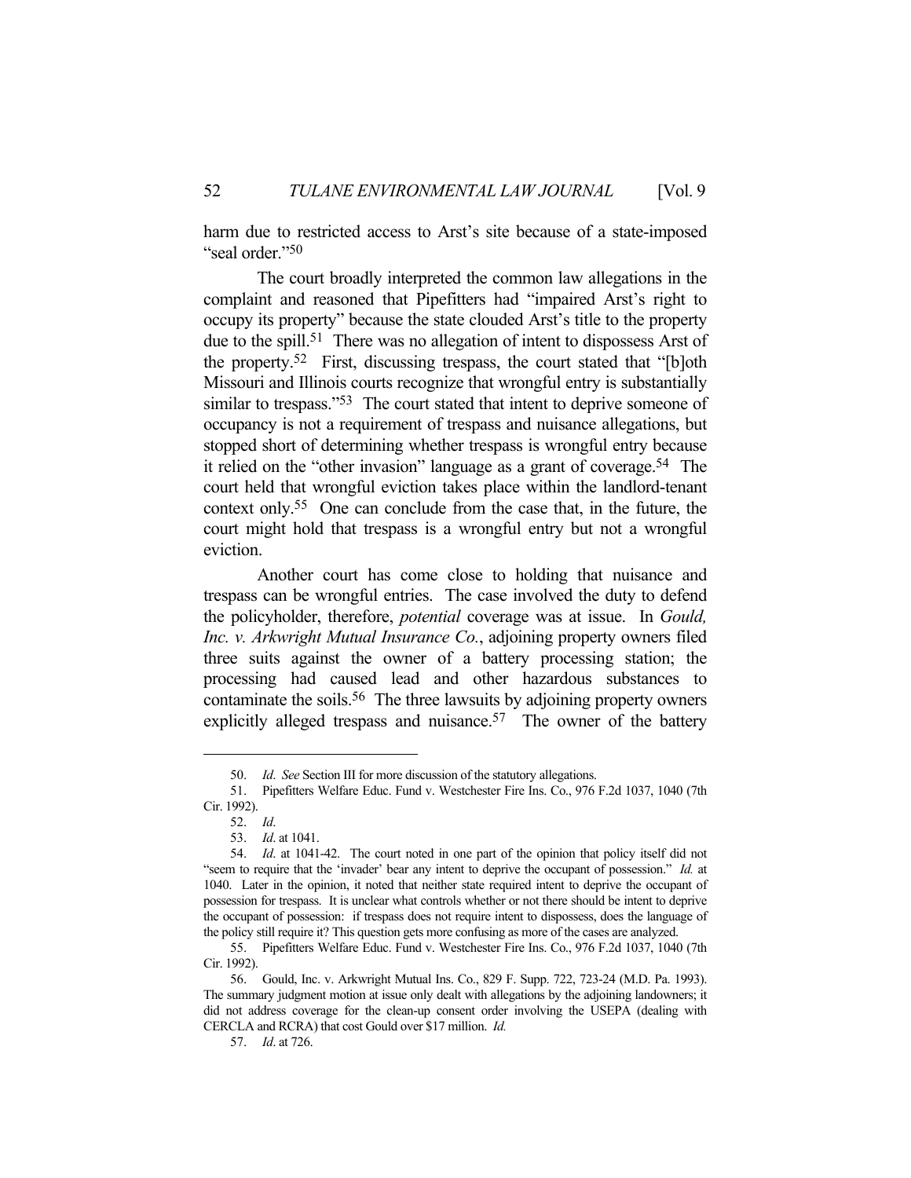harm due to restricted access to Arst's site because of a state-imposed "seal order."[50]

The court broadly interpreted the common law allegations in the complaint and reasoned that Pipefitters had "impaired Arst's right to occupy its property" because the state clouded Arst's title to the property due to the spill.[51] There was no allegation of intent to dispossess Arst of the property.[52] First, discussing trespass, the court stated that "[b]oth Missouri and Illinois courts recognize that wrongful entry is substantially similar to trespass."[53] The court stated that intent to deprive someone of occupancy is not a requirement of trespass and nuisance allegations, but stopped short of determining whether trespass is wrongful entry because it relied on the "other invasion" language as a grant of coverage.[54] The court held that wrongful eviction takes place within the landlord-tenant context only.[55] One can conclude from the case that, in the future, the court might hold that trespass is a wrongful entry but not a wrongful eviction.

Another court has come close to holding that nuisance and trespass can be wrongful entries. The case involved the duty to defend the policyholder, therefore, *potential* coverage was at issue. In *Gould, Inc. v. Arkwright Mutual Insurance Co.*, adjoining property owners filed three suits against the owner of a battery processing station; the processing had caused lead and other hazardous substances to contaminate the soils.[56] The three lawsuits by adjoining property owners explicitly alleged trespass and nuisance.[57] The owner of the battery

---

50. *Id*. *See* Section III for more discussion of the statutory allegations.

51. Pipefitters Welfare Educ. Fund v. Westchester Fire Ins. Co., 976 F.2d 1037, 1040 (7th Cir. 1992).

52. *Id*.

53. *Id*. at 1041.

54. *Id*. at 1041-42. The court noted in one part of the opinion that policy itself did not "seem to require that the 'invader' bear any intent to deprive the occupant of possession." *Id.* at 1040. Later in the opinion, it noted that neither state required intent to deprive the occupant of possession for trespass. It is unclear what controls whether or not there should be intent to deprive the occupant of possession: if trespass does not require intent to dispossess, does the language of the policy still require it? This question gets more confusing as more of the cases are analyzed.

55. Pipefitters Welfare Educ. Fund v. Westchester Fire Ins. Co., 976 F.2d 1037, 1040 (7th Cir. 1992).

56. Gould, Inc. v. Arkwright Mutual Ins. Co., 829 F. Supp. 722, 723-24 (M.D. Pa. 1993). The summary judgment motion at issue only dealt with allegations by the adjoining landowners; it did not address coverage for the clean-up consent order involving the USEPA (dealing with CERCLA and RCRA) that cost Gould over $17 million. *Id.*

57. *Id*. at 726.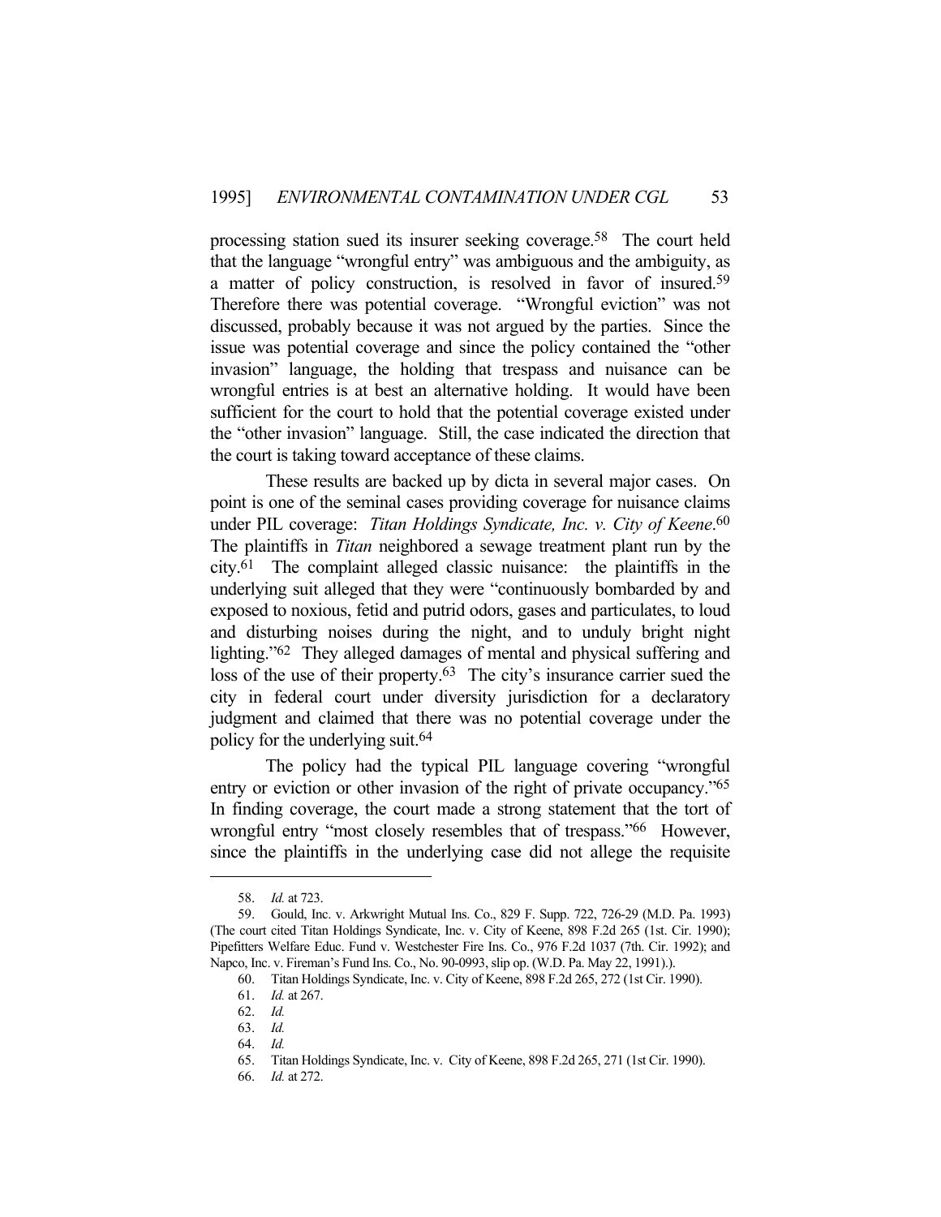processing station sued its insurer seeking coverage.[58] The court held that the language "wrongful entry" was ambiguous and the ambiguity, as a matter of policy construction, is resolved in favor of insured.[59] Therefore there was potential coverage. "Wrongful eviction" was not discussed, probably because it was not argued by the parties. Since the issue was potential coverage and since the policy contained the "other invasion" language, the holding that trespass and nuisance can be wrongful entries is at best an alternative holding. It would have been sufficient for the court to hold that the potential coverage existed under the "other invasion" language. Still, the case indicated the direction that the court is taking toward acceptance of these claims.

These results are backed up by dicta in several major cases. On point is one of the seminal cases providing coverage for nuisance claims under PIL coverage: *Titan Holdings Syndicate, Inc. v. City of Keene*.[60] The plaintiffs in *Titan* neighbored a sewage treatment plant run by the city.[61] The complaint alleged classic nuisance: the plaintiffs in the underlying suit alleged that they were "continuously bombarded by and exposed to noxious, fetid and putrid odors, gases and particulates, to loud and disturbing noises during the night, and to unduly bright night lighting."[62] They alleged damages of mental and physical suffering and loss of the use of their property.[63] The city's insurance carrier sued the city in federal court under diversity jurisdiction for a declaratory judgment and claimed that there was no potential coverage under the policy for the underlying suit.[64]

The policy had the typical PIL language covering "wrongful entry or eviction or other invasion of the right of private occupancy."[65] In finding coverage, the court made a strong statement that the tort of wrongful entry "most closely resembles that of trespass."[66] However, since the plaintiffs in the underlying case did not allege the requisite

---

58. *Id.* at 723.

59. Gould, Inc. v. Arkwright Mutual Ins. Co., 829 F. Supp. 722, 726-29 (M.D. Pa. 1993) (The court cited Titan Holdings Syndicate, Inc. v. City of Keene, 898 F.2d 265 (1st. Cir. 1990); Pipefitters Welfare Educ. Fund v. Westchester Fire Ins. Co., 976 F.2d 1037 (7th. Cir. 1992); and Napco, Inc. v. Fireman's Fund Ins. Co., No. 90-0993, slip op. (W.D. Pa. May 22, 1991).).

60. Titan Holdings Syndicate, Inc. v. City of Keene, 898 F.2d 265, 272 (1st Cir. 1990).

61. *Id.* at 267.

62. *Id.*

63. *Id.*

64. *Id.*

65. Titan Holdings Syndicate, Inc. v. City of Keene, 898 F.2d 265, 271 (1st Cir. 1990).

66. *Id.* at 272.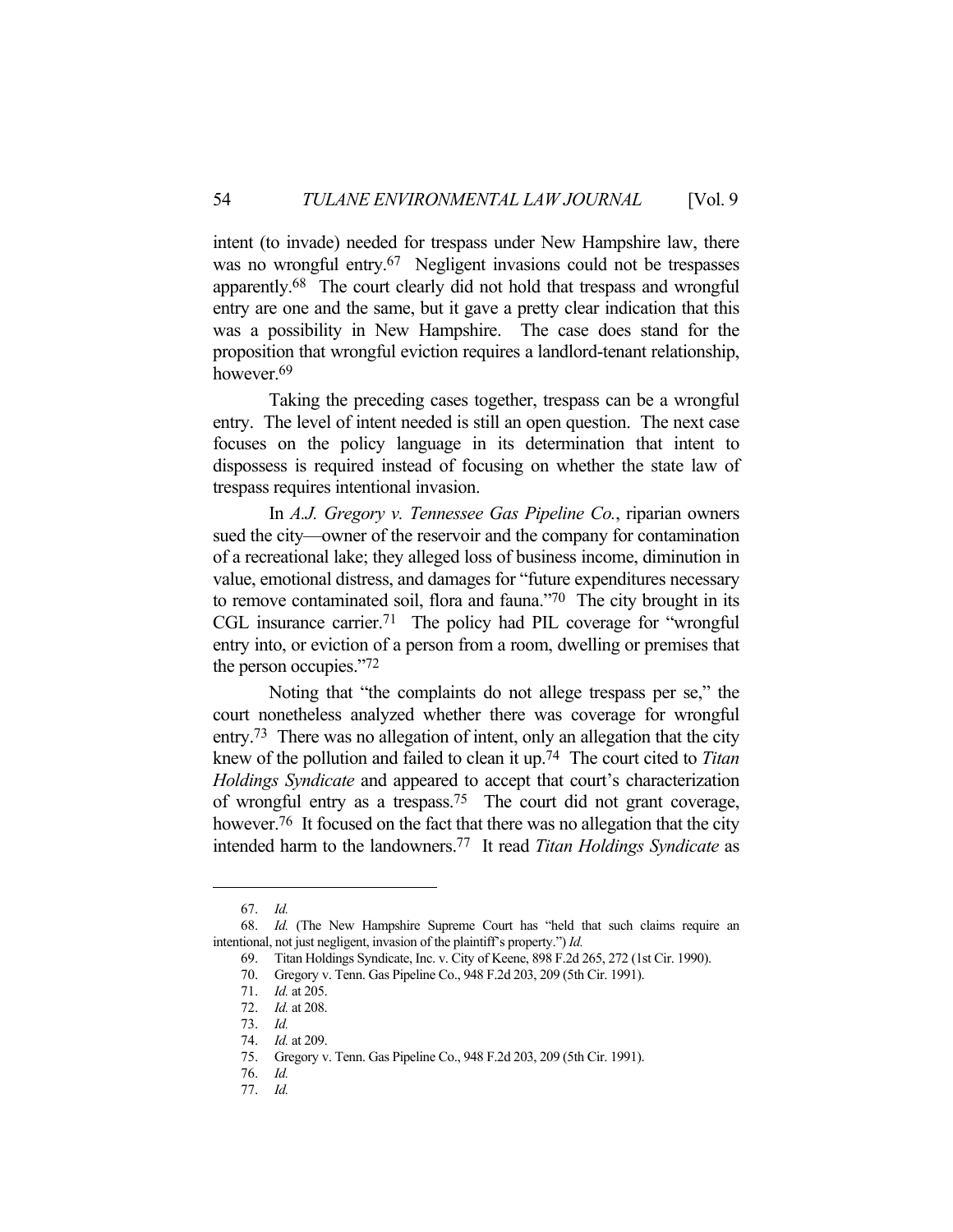intent (to invade) needed for trespass under New Hampshire law, there was no wrongful entry.[67] Negligent invasions could not be trespasses apparently.[68] The court clearly did not hold that trespass and wrongful entry are one and the same, but it gave a pretty clear indication that this was a possibility in New Hampshire. The case does stand for the proposition that wrongful eviction requires a landlord-tenant relationship, however.[69]

Taking the preceding cases together, trespass can be a wrongful entry. The level of intent needed is still an open question. The next case focuses on the policy language in its determination that intent to dispossess is required instead of focusing on whether the state law of trespass requires intentional invasion.

In *A.J. Gregory v. Tennessee Gas Pipeline Co.*, riparian owners sued the city—owner of the reservoir and the company for contamination of a recreational lake; they alleged loss of business income, diminution in value, emotional distress, and damages for "future expenditures necessary to remove contaminated soil, flora and fauna."[70] The city brought in its CGL insurance carrier.[71] The policy had PIL coverage for "wrongful entry into, or eviction of a person from a room, dwelling or premises that the person occupies."[72]

Noting that "the complaints do not allege trespass per se," the court nonetheless analyzed whether there was coverage for wrongful entry.[73] There was no allegation of intent, only an allegation that the city knew of the pollution and failed to clean it up.[74] The court cited to *Titan Holdings Syndicate* and appeared to accept that court's characterization of wrongful entry as a trespass.[75] The court did not grant coverage, however.[76] It focused on the fact that there was no allegation that the city intended harm to the landowners.[77] It read *Titan Holdings Syndicate* as

---

67. *Id.*

68. *Id.* (The New Hampshire Supreme Court has "held that such claims require an intentional, not just negligent, invasion of the plaintiff's property.") *Id.*

69. Titan Holdings Syndicate, Inc. v. City of Keene, 898 F.2d 265, 272 (1st Cir. 1990).

70. Gregory v. Tenn. Gas Pipeline Co., 948 F.2d 203, 209 (5th Cir. 1991).

71. *Id.* at 205.

72. *Id.* at 208.

73. *Id.*

74. *Id.* at 209.

75. Gregory v. Tenn. Gas Pipeline Co., 948 F.2d 203, 209 (5th Cir. 1991).

76. *Id.*

77. *Id.*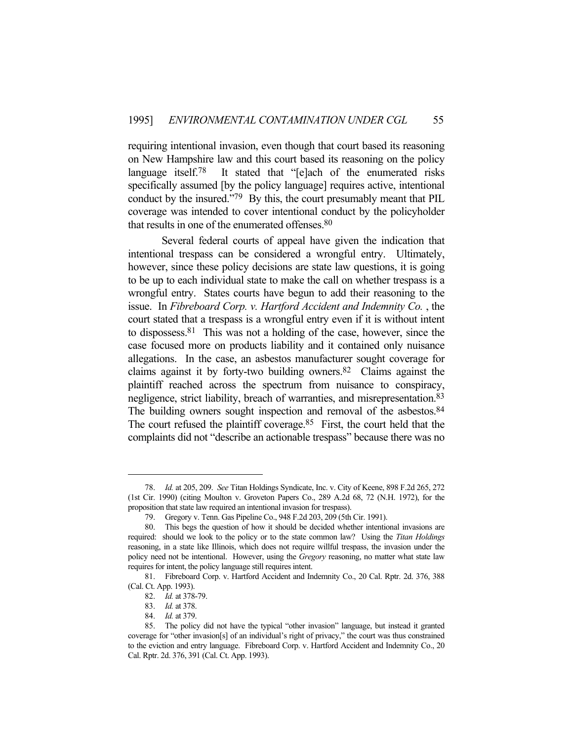requiring intentional invasion, even though that court based its reasoning on New Hampshire law and this court based its reasoning on the policy language itself.[78] It stated that "[e]ach of the enumerated risks specifically assumed [by the policy language] requires active, intentional conduct by the insured."[79] By this, the court presumably meant that PIL coverage was intended to cover intentional conduct by the policyholder that results in one of the enumerated offenses.[80]

Several federal courts of appeal have given the indication that intentional trespass can be considered a wrongful entry. Ultimately, however, since these policy decisions are state law questions, it is going to be up to each individual state to make the call on whether trespass is a wrongful entry. States courts have begun to add their reasoning to the issue. In *Fibreboard Corp. v. Hartford Accident and Indemnity Co.* , the court stated that a trespass is a wrongful entry even if it is without intent to dispossess.[81] This was not a holding of the case, however, since the case focused more on products liability and it contained only nuisance allegations. In the case, an asbestos manufacturer sought coverage for claims against it by forty-two building owners.[82] Claims against the plaintiff reached across the spectrum from nuisance to conspiracy, negligence, strict liability, breach of warranties, and misrepresentation.[83] The building owners sought inspection and removal of the asbestos.[84] The court refused the plaintiff coverage.[85] First, the court held that the complaints did not "describe an actionable trespass" because there was no

---

78. *Id.* at 205, 209. *See* Titan Holdings Syndicate, Inc. v. City of Keene, 898 F.2d 265, 272 (1st Cir. 1990) (citing Moulton v. Groveton Papers Co., 289 A.2d 68, 72 (N.H. 1972), for the proposition that state law required an intentional invasion for trespass).

79. Gregory v. Tenn. Gas Pipeline Co., 948 F.2d 203, 209 (5th Cir. 1991).

80. This begs the question of how it should be decided whether intentional invasions are required: should we look to the policy or to the state common law? Using the *Titan Holdings* reasoning, in a state like Illinois, which does not require willful trespass, the invasion under the policy need not be intentional. However, using the *Gregory* reasoning, no matter what state law requires for intent, the policy language still requires intent.

81. Fibreboard Corp. v. Hartford Accident and Indemnity Co., 20 Cal. Rptr. 2d. 376, 388 (Cal. Ct. App. 1993).

82. *Id.* at 378-79.

83. *Id.* at 378.

84. *Id.* at 379.

85. The policy did not have the typical "other invasion" language, but instead it granted coverage for "other invasion[s] of an individual's right of privacy," the court was thus constrained to the eviction and entry language. Fibreboard Corp. v. Hartford Accident and Indemnity Co., 20 Cal. Rptr. 2d. 376, 391 (Cal. Ct. App. 1993).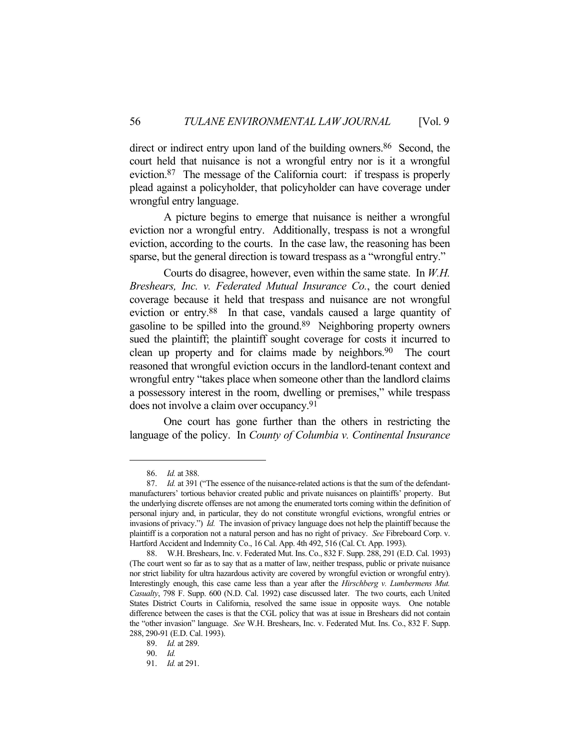direct or indirect entry upon land of the building owners.[86] Second, the court held that nuisance is not a wrongful entry nor is it a wrongful eviction.[87] The message of the California court: if trespass is properly plead against a policyholder, that policyholder can have coverage under wrongful entry language.

A picture begins to emerge that nuisance is neither a wrongful eviction nor a wrongful entry. Additionally, trespass is not a wrongful eviction, according to the courts. In the case law, the reasoning has been sparse, but the general direction is toward trespass as a "wrongful entry."

Courts do disagree, however, even within the same state. In *W.H. Breshears, Inc. v. Federated Mutual Insurance Co.*, the court denied coverage because it held that trespass and nuisance are not wrongful eviction or entry.[88] In that case, vandals caused a large quantity of gasoline to be spilled into the ground.[89] Neighboring property owners sued the plaintiff; the plaintiff sought coverage for costs it incurred to clean up property and for claims made by neighbors.[90] The court reasoned that wrongful eviction occurs in the landlord-tenant context and wrongful entry "takes place when someone other than the landlord claims a possessory interest in the room, dwelling or premises," while trespass does not involve a claim over occupancy.[91]

One court has gone further than the others in restricting the language of the policy. In *County of Columbia v. Continental Insurance*

---

86. *Id.* at 388.

87. *Id.* at 391 ("The essence of the nuisance-related actions is that the sum of the defendant-manufacturers' tortious behavior created public and private nuisances on plaintiffs' property. But the underlying discrete offenses are not among the enumerated torts coming within the definition of personal injury and, in particular, they do not constitute wrongful evictions, wrongful entries or invasions of privacy.") *Id.* The invasion of privacy language does not help the plaintiff because the plaintiff is a corporation not a natural person and has no right of privacy. *See* Fibreboard Corp. v. Hartford Accident and Indemnity Co., 16 Cal. App. 4th 492, 516 (Cal. Ct. App. 1993).

88. W.H. Breshears, Inc. v. Federated Mut. Ins. Co., 832 F. Supp. 288, 291 (E.D. Cal. 1993) (The court went so far as to say that as a matter of law, neither trespass, public or private nuisance nor strict liability for ultra hazardous activity are covered by wrongful eviction or wrongful entry). Interestingly enough, this case came less than a year after the *Hirschberg v. Lumbermens Mut. Casualty*, 798 F. Supp. 600 (N.D. Cal. 1992) case discussed later. The two courts, each United States District Courts in California, resolved the same issue in opposite ways. One notable difference between the cases is that the CGL policy that was at issue in Breshears did not contain the "other invasion" language. *See* W.H. Breshears, Inc. v. Federated Mut. Ins. Co., 832 F. Supp. 288, 290-91 (E.D. Cal. 1993).

89. *Id.* at 289.

90. *Id.*

91. *Id.* at 291.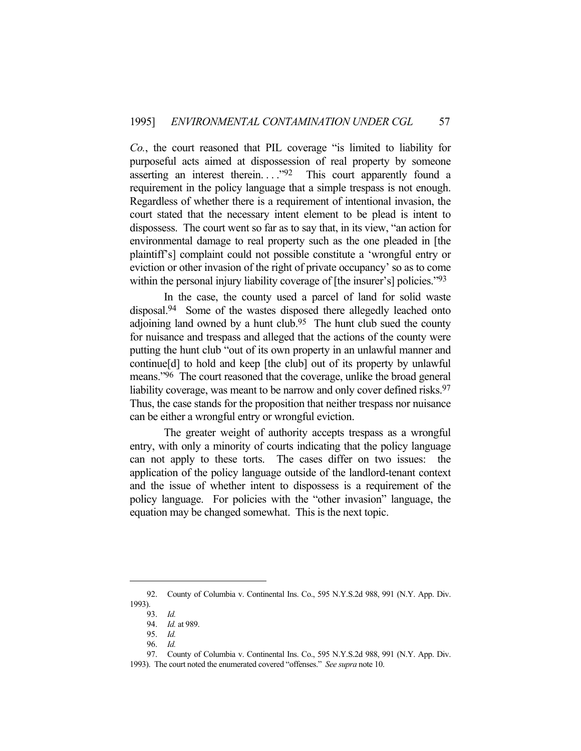*Co.*, the court reasoned that PIL coverage "is limited to liability for purposeful acts aimed at dispossession of real property by someone asserting an interest therein. . . ."[92] This court apparently found a requirement in the policy language that a simple trespass is not enough. Regardless of whether there is a requirement of intentional invasion, the court stated that the necessary intent element to be plead is intent to dispossess. The court went so far as to say that, in its view, "an action for environmental damage to real property such as the one pleaded in [the plaintiff's] complaint could not possible constitute a 'wrongful entry or eviction or other invasion of the right of private occupancy' so as to come within the personal injury liability coverage of [the insurer's] policies."[93]

In the case, the county used a parcel of land for solid waste disposal.[94] Some of the wastes disposed there allegedly leached onto adjoining land owned by a hunt club.[95] The hunt club sued the county for nuisance and trespass and alleged that the actions of the county were putting the hunt club "out of its own property in an unlawful manner and continue[d] to hold and keep [the club] out of its property by unlawful means."[96] The court reasoned that the coverage, unlike the broad general liability coverage, was meant to be narrow and only cover defined risks.[97] Thus, the case stands for the proposition that neither trespass nor nuisance can be either a wrongful entry or wrongful eviction.

The greater weight of authority accepts trespass as a wrongful entry, with only a minority of courts indicating that the policy language can not apply to these torts. The cases differ on two issues: the application of the policy language outside of the landlord-tenant context and the issue of whether intent to dispossess is a requirement of the policy language. For policies with the "other invasion" language, the equation may be changed somewhat. This is the next topic.

---

92. County of Columbia v. Continental Ins. Co., 595 N.Y.S.2d 988, 991 (N.Y. App. Div. 1993).

93. *Id.*

94. *Id.* at 989.

95. *Id.*

96. *Id.*

97. County of Columbia v. Continental Ins. Co., 595 N.Y.S.2d 988, 991 (N.Y. App. Div. 1993). The court noted the enumerated covered "offenses." *See supra* note 10.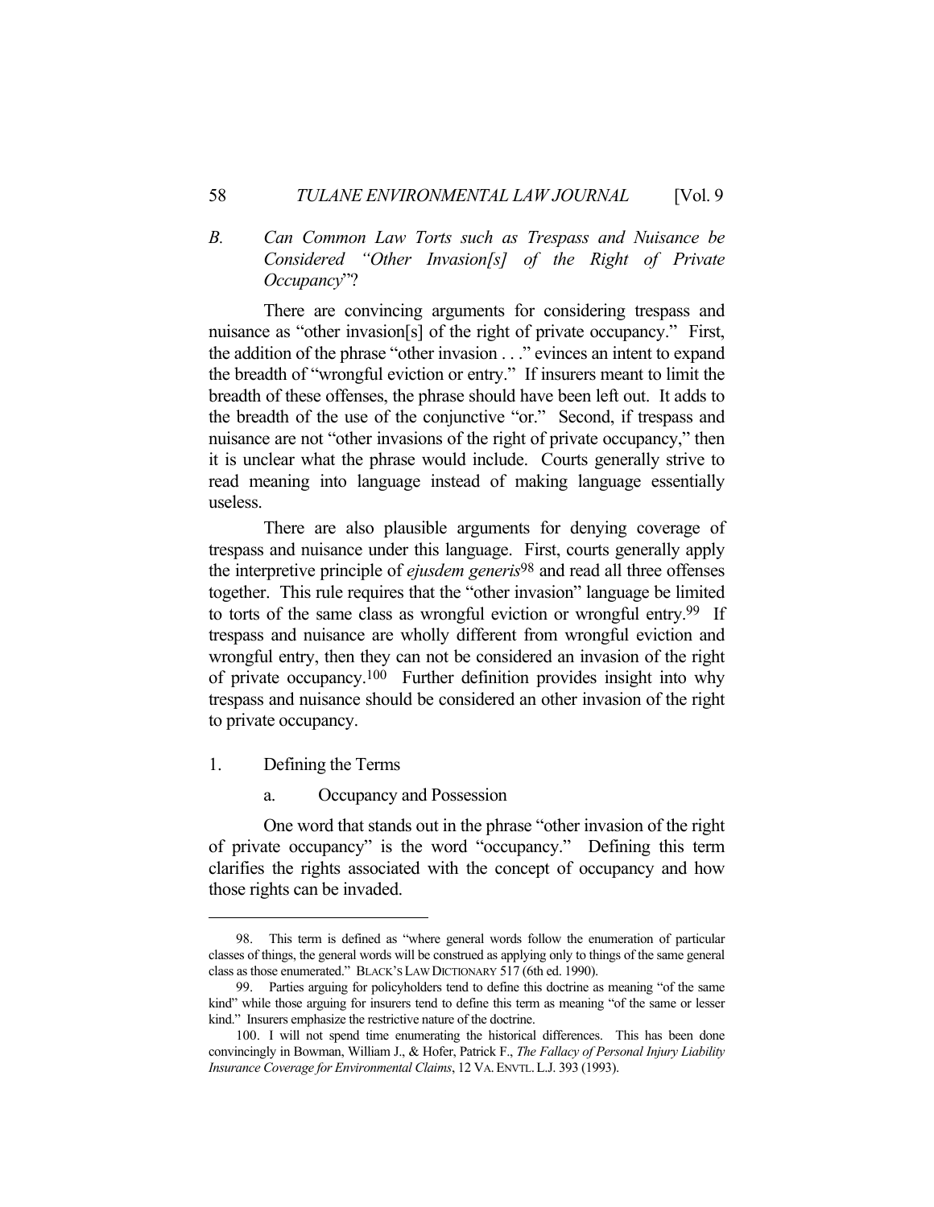### *B. Can Common Law Torts such as Trespass and Nuisance be Considered "Other Invasion[s] of the Right of Private Occupancy"?*

There are convincing arguments for considering trespass and nuisance as "other invasion[s] of the right of private occupancy." First, the addition of the phrase "other invasion . . ." evinces an intent to expand the breadth of "wrongful eviction or entry." If insurers meant to limit the breadth of these offenses, the phrase should have been left out. It adds to the breadth of the use of the conjunctive "or." Second, if trespass and nuisance are not "other invasions of the right of private occupancy," then it is unclear what the phrase would include. Courts generally strive to read meaning into language instead of making language essentially useless.

There are also plausible arguments for denying coverage of trespass and nuisance under this language. First, courts generally apply the interpretive principle of *ejusdem generis*[98] and read all three offenses together. This rule requires that the "other invasion" language be limited to torts of the same class as wrongful eviction or wrongful entry.[99] If trespass and nuisance are wholly different from wrongful eviction and wrongful entry, then they can not be considered an invasion of the right of private occupancy.[100] Further definition provides insight into why trespass and nuisance should be considered an other invasion of the right to private occupancy.

#### 1. Defining the Terms

##### a. Occupancy and Possession

One word that stands out in the phrase "other invasion of the right of private occupancy" is the word "occupancy." Defining this term clarifies the rights associated with the concept of occupancy and how those rights can be invaded.

---

98. This term is defined as "where general words follow the enumeration of particular classes of things, the general words will be construed as applying only to things of the same general class as those enumerated." BLACK'S LAW DICTIONARY 517 (6th ed. 1990).

99. Parties arguing for policyholders tend to define this doctrine as meaning "of the same kind" while those arguing for insurers tend to define this term as meaning "of the same or lesser kind." Insurers emphasize the restrictive nature of the doctrine.

100. I will not spend time enumerating the historical differences. This has been done convincingly in Bowman, William J., & Hofer, Patrick F., *The Fallacy of Personal Injury Liability Insurance Coverage for Environmental Claims*, 12 VA. ENVTL. L.J. 393 (1993).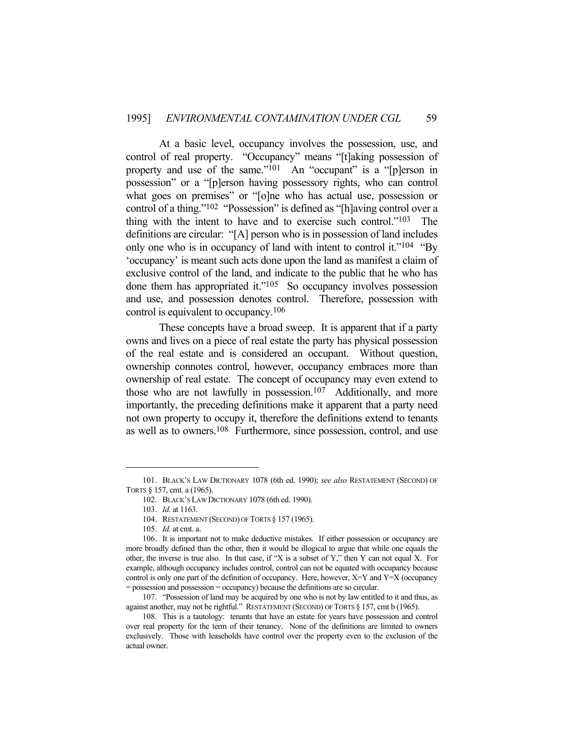At a basic level, occupancy involves the possession, use, and control of real property. "Occupancy" means "[t]aking possession of property and use of the same."[101] An "occupant" is a "[p]erson in possession" or a "[p]erson having possessory rights, who can control what goes on premises" or "[o]ne who has actual use, possession or control of a thing."[102] "Possession" is defined as "[h]aving control over a thing with the intent to have and to exercise such control."[103] The definitions are circular: "[A] person who is in possession of land includes only one who is in occupancy of land with intent to control it."[104] "By 'occupancy' is meant such acts done upon the land as manifest a claim of exclusive control of the land, and indicate to the public that he who has done them has appropriated it."[105] So occupancy involves possession and use, and possession denotes control. Therefore, possession with control is equivalent to occupancy.[106]

These concepts have a broad sweep. It is apparent that if a party owns and lives on a piece of real estate the party has physical possession of the real estate and is considered an occupant. Without question, ownership connotes control, however, occupancy embraces more than ownership of real estate. The concept of occupancy may even extend to those who are not lawfully in possession.[107] Additionally, and more importantly, the preceding definitions make it apparent that a party need not own property to occupy it, therefore the definitions extend to tenants as well as to owners.[108] Furthermore, since possession, control, and use

---

101. BLACK'S LAW DICTIONARY 1078 (6th ed. 1990); *see also* RESTATEMENT (SECOND) OF TORTS § 157, cmt. a (1965).

102. BLACK'S LAW DICTIONARY 1078 (6th ed. 1990).

103. *Id.* at 1163.

104. RESTATEMENT (SECOND) OF TORTS § 157 (1965).

105. *Id.* at cmt. a.

106. It is important not to make deductive mistakes. If either possession or occupancy are more broadly defined than the other, then it would be illogical to argue that while one equals the other, the inverse is true also. In that case, if "X is a subset of Y," then Y can not equal X. For example, although occupancy includes control, control can not be equated with occupancy because control is only one part of the definition of occupancy. Here, however, X=Y and Y=X (occupancy = possession and possession = occupancy) because the definitions are so circular.

107. "Possession of land may be acquired by one who is not by law entitled to it and thus, as against another, may not be rightful." RESTATEMENT (SECOND) OF TORTS § 157, cmt b (1965).

108. This is a tautology: tenants that have an estate for years have possession and control over real property for the term of their tenancy. None of the definitions are limited to owners exclusively. Those with leaseholds have control over the property even to the exclusion of the actual owner.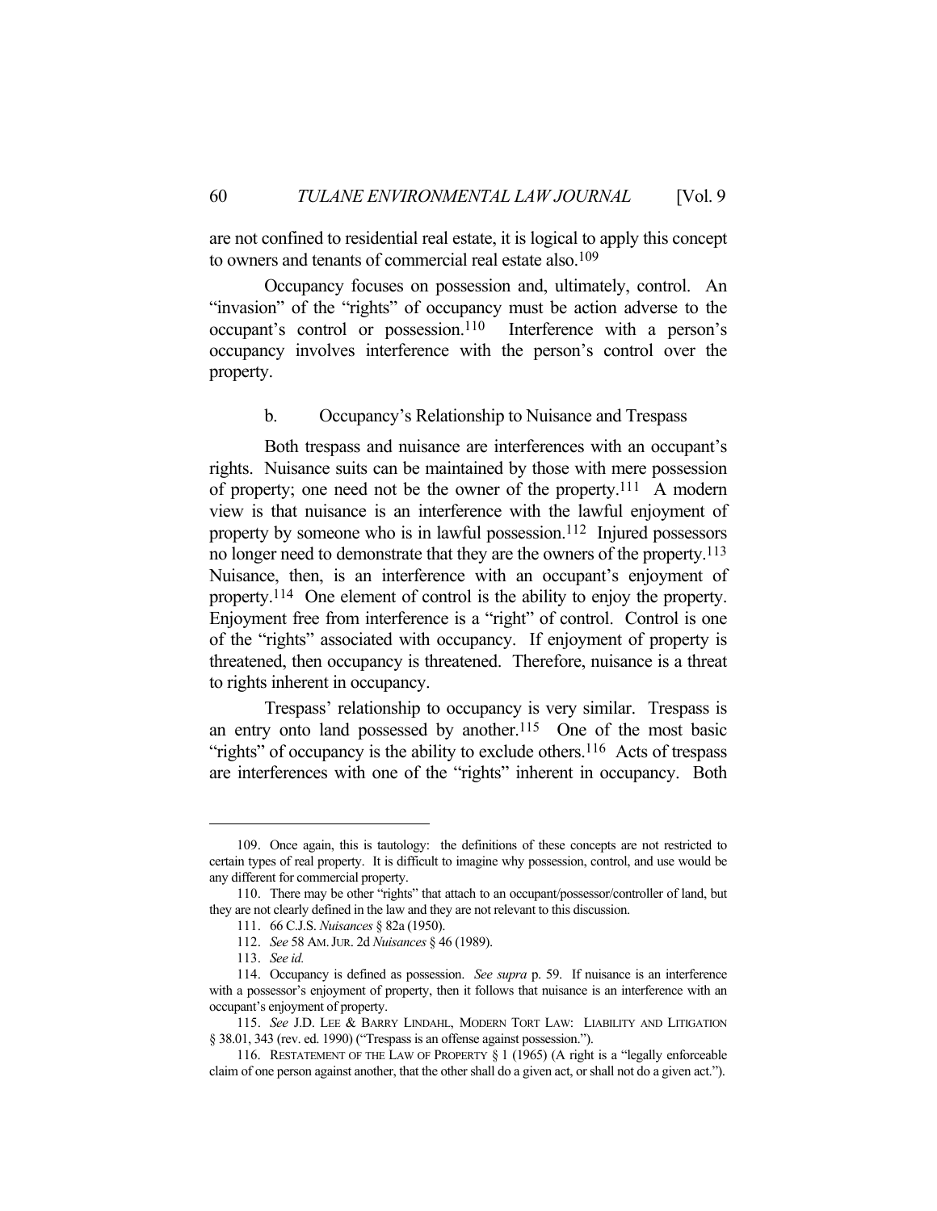are not confined to residential real estate, it is logical to apply this concept to owners and tenants of commercial real estate also.[109]

Occupancy focuses on possession and, ultimately, control. An "invasion" of the "rights" of occupancy must be action adverse to the occupant's control or possession.[110] Interference with a person's occupancy involves interference with the person's control over the property.

#### b. Occupancy's Relationship to Nuisance and Trespass

Both trespass and nuisance are interferences with an occupant's rights. Nuisance suits can be maintained by those with mere possession of property; one need not be the owner of the property.[111] A modern view is that nuisance is an interference with the lawful enjoyment of property by someone who is in lawful possession.[112] Injured possessors no longer need to demonstrate that they are the owners of the property.[113] Nuisance, then, is an interference with an occupant's enjoyment of property.[114] One element of control is the ability to enjoy the property. Enjoyment free from interference is a "right" of control. Control is one of the "rights" associated with occupancy. If enjoyment of property is threatened, then occupancy is threatened. Therefore, nuisance is a threat to rights inherent in occupancy.

Trespass' relationship to occupancy is very similar. Trespass is an entry onto land possessed by another.[115] One of the most basic "rights" of occupancy is the ability to exclude others.[116] Acts of trespass are interferences with one of the "rights" inherent in occupancy. Both

---

109. Once again, this is tautology: the definitions of these concepts are not restricted to certain types of real property. It is difficult to imagine why possession, control, and use would be any different for commercial property.

110. There may be other "rights" that attach to an occupant/possessor/controller of land, but they are not clearly defined in the law and they are not relevant to this discussion.

111. 66 C.J.S. *Nuisances* § 82a (1950).

112. *See* 58 AM. JUR. 2d *Nuisances* § 46 (1989).

113. *See id.*

114. Occupancy is defined as possession. *See supra* p. 59. If nuisance is an interference with a possessor's enjoyment of property, then it follows that nuisance is an interference with an occupant's enjoyment of property.

115. *See* J.D. LEE & BARRY LINDAHL, MODERN TORT LAW: LIABILITY AND LITIGATION § 38.01, 343 (rev. ed. 1990) ("Trespass is an offense against possession.").

116. RESTATEMENT OF THE LAW OF PROPERTY § 1 (1965) (A right is a "legally enforceable claim of one person against another, that the other shall do a given act, or shall not do a given act.").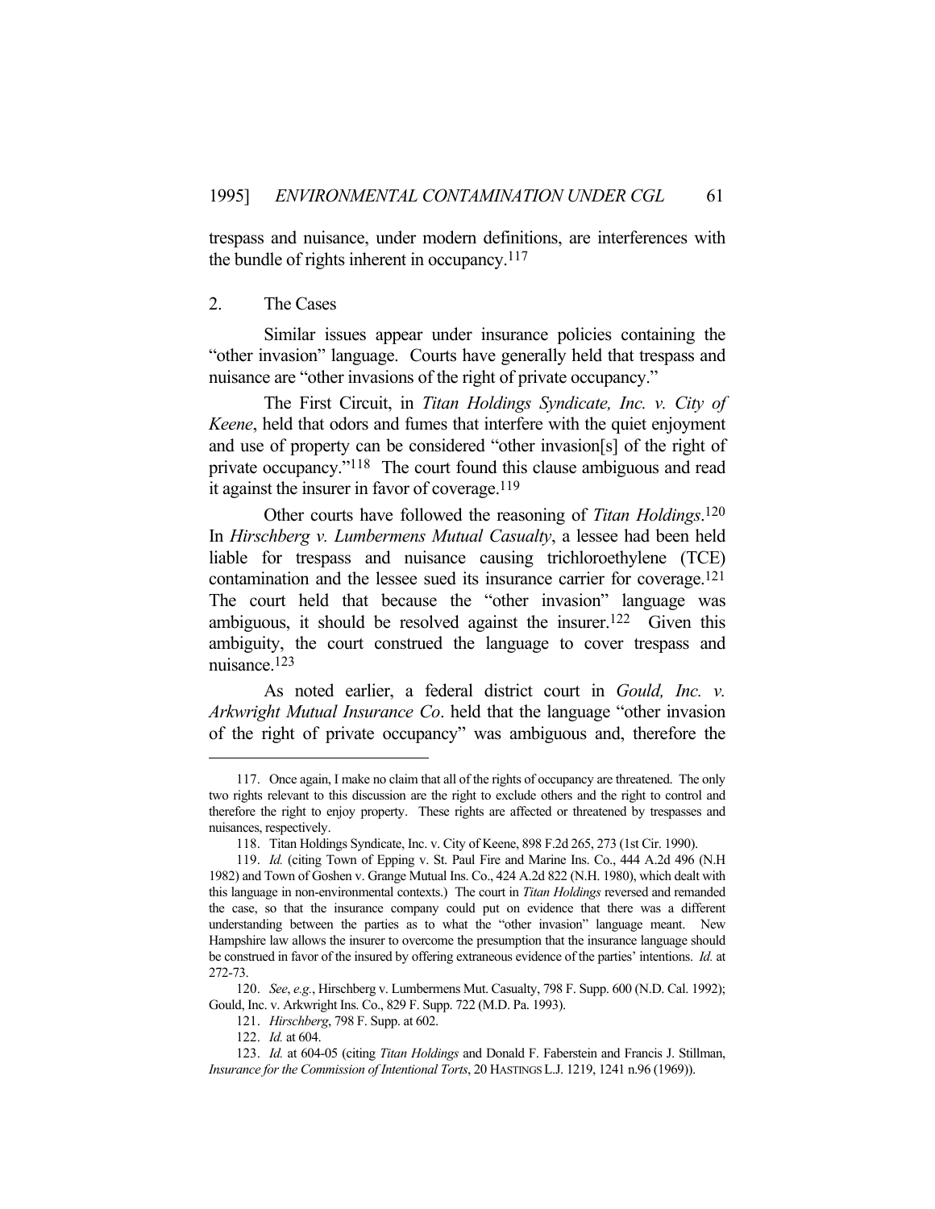trespass and nuisance, under modern definitions, are interferences with the bundle of rights inherent in occupancy.[117]

### 2. The Cases

Similar issues appear under insurance policies containing the "other invasion" language. Courts have generally held that trespass and nuisance are "other invasions of the right of private occupancy."

The First Circuit, in *Titan Holdings Syndicate, Inc. v. City of Keene*, held that odors and fumes that interfere with the quiet enjoyment and use of property can be considered "other invasion[s] of the right of private occupancy."[118] The court found this clause ambiguous and read it against the insurer in favor of coverage.[119]

Other courts have followed the reasoning of *Titan Holdings*.[120] In *Hirschberg v. Lumbermens Mutual Casualty*, a lessee had been held liable for trespass and nuisance causing trichloroethylene (TCE) contamination and the lessee sued its insurance carrier for coverage.[121] The court held that because the "other invasion" language was ambiguous, it should be resolved against the insurer.[122] Given this ambiguity, the court construed the language to cover trespass and nuisance.[123]

As noted earlier, a federal district court in *Gould, Inc. v. Arkwright Mutual Insurance Co*. held that the language "other invasion of the right of private occupancy" was ambiguous and, therefore the

---

117. Once again, I make no claim that all of the rights of occupancy are threatened. The only two rights relevant to this discussion are the right to exclude others and the right to control and therefore the right to enjoy property. These rights are affected or threatened by trespasses and nuisances, respectively.

118. Titan Holdings Syndicate, Inc. v. City of Keene, 898 F.2d 265, 273 (1st Cir. 1990).

119. *Id.* (citing Town of Epping v. St. Paul Fire and Marine Ins. Co., 444 A.2d 496 (N.H 1982) and Town of Goshen v. Grange Mutual Ins. Co., 424 A.2d 822 (N.H. 1980), which dealt with this language in non-environmental contexts.) The court in *Titan Holdings* reversed and remanded the case, so that the insurance company could put on evidence that there was a different understanding between the parties as to what the "other invasion" language meant. New Hampshire law allows the insurer to overcome the presumption that the insurance language should be construed in favor of the insured by offering extraneous evidence of the parties' intentions. *Id.* at 272-73.

120. *See*, *e.g.*, Hirschberg v. Lumbermens Mut. Casualty, 798 F. Supp. 600 (N.D. Cal. 1992); Gould, Inc. v. Arkwright Ins. Co., 829 F. Supp. 722 (M.D. Pa. 1993).

121. *Hirschberg*, 798 F. Supp. at 602.

122. *Id.* at 604.

123. *Id.* at 604-05 (citing *Titan Holdings* and Donald F. Faberstein and Francis J. Stillman, *Insurance for the Commission of Intentional Torts*, 20 HASTINGS L.J. 1219, 1241 n.96 (1969)).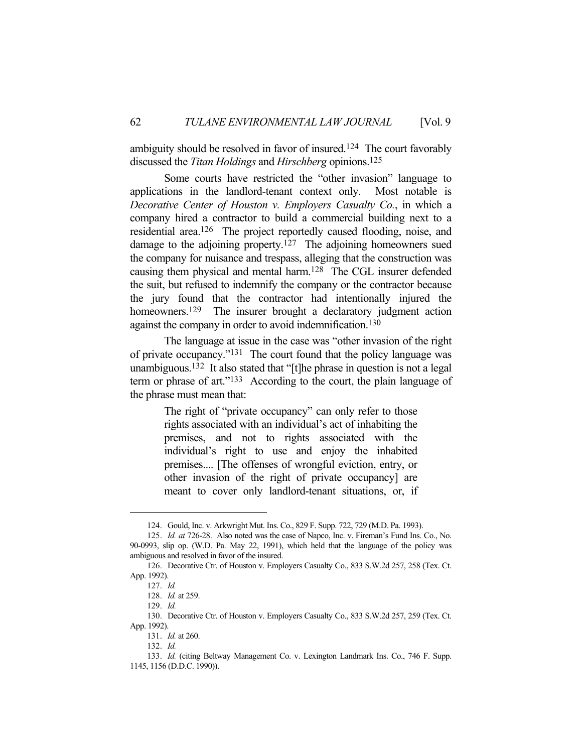ambiguity should be resolved in favor of insured.[124] The court favorably discussed the *Titan Holdings* and *Hirschberg* opinions.[125]

Some courts have restricted the "other invasion" language to applications in the landlord-tenant context only. Most notable is *Decorative Center of Houston v. Employers Casualty Co.*, in which a company hired a contractor to build a commercial building next to a residential area.[126] The project reportedly caused flooding, noise, and damage to the adjoining property.[127] The adjoining homeowners sued the company for nuisance and trespass, alleging that the construction was causing them physical and mental harm.[128] The CGL insurer defended the suit, but refused to indemnify the company or the contractor because the jury found that the contractor had intentionally injured the homeowners.[129] The insurer brought a declaratory judgment action against the company in order to avoid indemnification.[130]

The language at issue in the case was "other invasion of the right of private occupancy."[131] The court found that the policy language was unambiguous.[132] It also stated that "[t]he phrase in question is not a legal term or phrase of art."[133] According to the court, the plain language of the phrase must mean that:

> The right of "private occupancy" can only refer to those rights associated with an individual's act of inhabiting the premises, and not to rights associated with the individual's right to use and enjoy the inhabited premises.... [The offenses of wrongful eviction, entry, or other invasion of the right of private occupancy] are meant to cover only landlord-tenant situations, or, if

---

124. Gould, Inc. v. Arkwright Mut. Ins. Co., 829 F. Supp. 722, 729 (M.D. Pa. 1993).

125. *Id. at* 726-28. Also noted was the case of Napco, Inc. v. Fireman's Fund Ins. Co., No. 90-0993, slip op. (W.D. Pa. May 22, 1991), which held that the language of the policy was ambiguous and resolved in favor of the insured.

126. Decorative Ctr. of Houston v. Employers Casualty Co., 833 S.W.2d 257, 258 (Tex. Ct. App. 1992).

127. *Id.*

128. *Id.* at 259.

129. *Id.*

130. Decorative Ctr. of Houston v. Employers Casualty Co., 833 S.W.2d 257, 259 (Tex. Ct. App. 1992).

131. *Id.* at 260.

132. *Id.*

133. *Id.* (citing Beltway Management Co. v. Lexington Landmark Ins. Co., 746 F. Supp. 1145, 1156 (D.D.C. 1990)).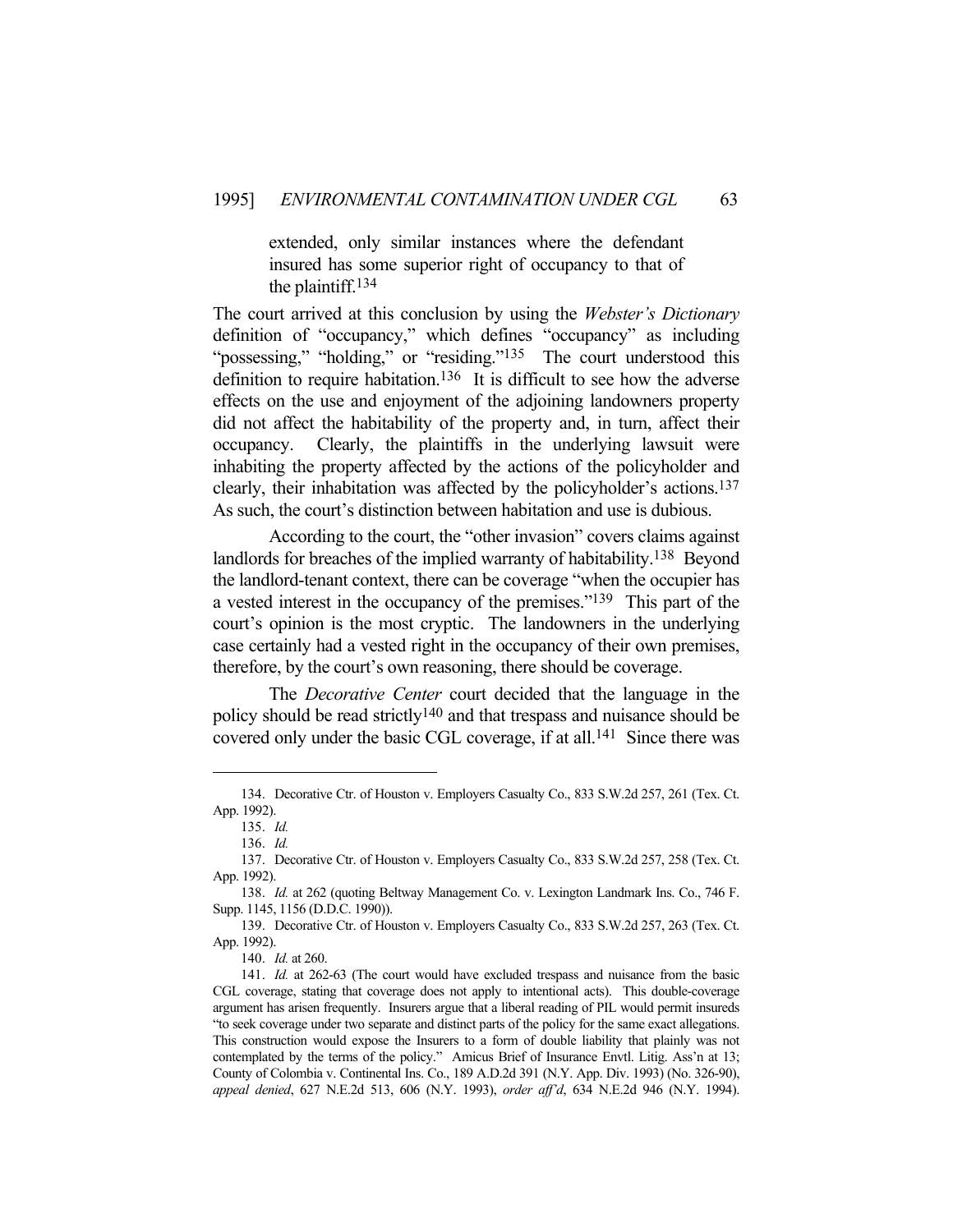> extended, only similar instances where the defendant insured has some superior right of occupancy to that of the plaintiff.[134]

The court arrived at this conclusion by using the *Webster's Dictionary* definition of "occupancy," which defines "occupancy" as including "possessing," "holding," or "residing."[135] The court understood this definition to require habitation.[136] It is difficult to see how the adverse effects on the use and enjoyment of the adjoining landowners property did not affect the habitability of the property and, in turn, affect their occupancy. Clearly, the plaintiffs in the underlying lawsuit were inhabiting the property affected by the actions of the policyholder and clearly, their inhabitation was affected by the policyholder's actions.[137] As such, the court's distinction between habitation and use is dubious.

According to the court, the "other invasion" covers claims against landlords for breaches of the implied warranty of habitability.[138] Beyond the landlord-tenant context, there can be coverage "when the occupier has a vested interest in the occupancy of the premises."[139] This part of the court's opinion is the most cryptic. The landowners in the underlying case certainly had a vested right in the occupancy of their own premises, therefore, by the court's own reasoning, there should be coverage.

The *Decorative Center* court decided that the language in the policy should be read strictly[140] and that trespass and nuisance should be covered only under the basic CGL coverage, if at all.[141] Since there was

---

134. Decorative Ctr. of Houston v. Employers Casualty Co., 833 S.W.2d 257, 261 (Tex. Ct. App. 1992).

135. *Id.*

136. *Id.*

137. Decorative Ctr. of Houston v. Employers Casualty Co., 833 S.W.2d 257, 258 (Tex. Ct. App. 1992).

138. *Id.* at 262 (quoting Beltway Management Co. v. Lexington Landmark Ins. Co., 746 F. Supp. 1145, 1156 (D.D.C. 1990)).

139. Decorative Ctr. of Houston v. Employers Casualty Co., 833 S.W.2d 257, 263 (Tex. Ct. App. 1992).

140. *Id.* at 260.

141. *Id.* at 262-63 (The court would have excluded trespass and nuisance from the basic CGL coverage, stating that coverage does not apply to intentional acts). This double-coverage argument has arisen frequently. Insurers argue that a liberal reading of PIL would permit insureds "to seek coverage under two separate and distinct parts of the policy for the same exact allegations. This construction would expose the Insurers to a form of double liability that plainly was not contemplated by the terms of the policy." Amicus Brief of Insurance Envtl. Litig. Ass'n at 13; County of Colombia v. Continental Ins. Co., 189 A.D.2d 391 (N.Y. App. Div. 1993) (No. 326-90), *appeal denied*, 627 N.E.2d 513, 606 (N.Y. 1993), *order aff'd*, 634 N.E.2d 946 (N.Y. 1994).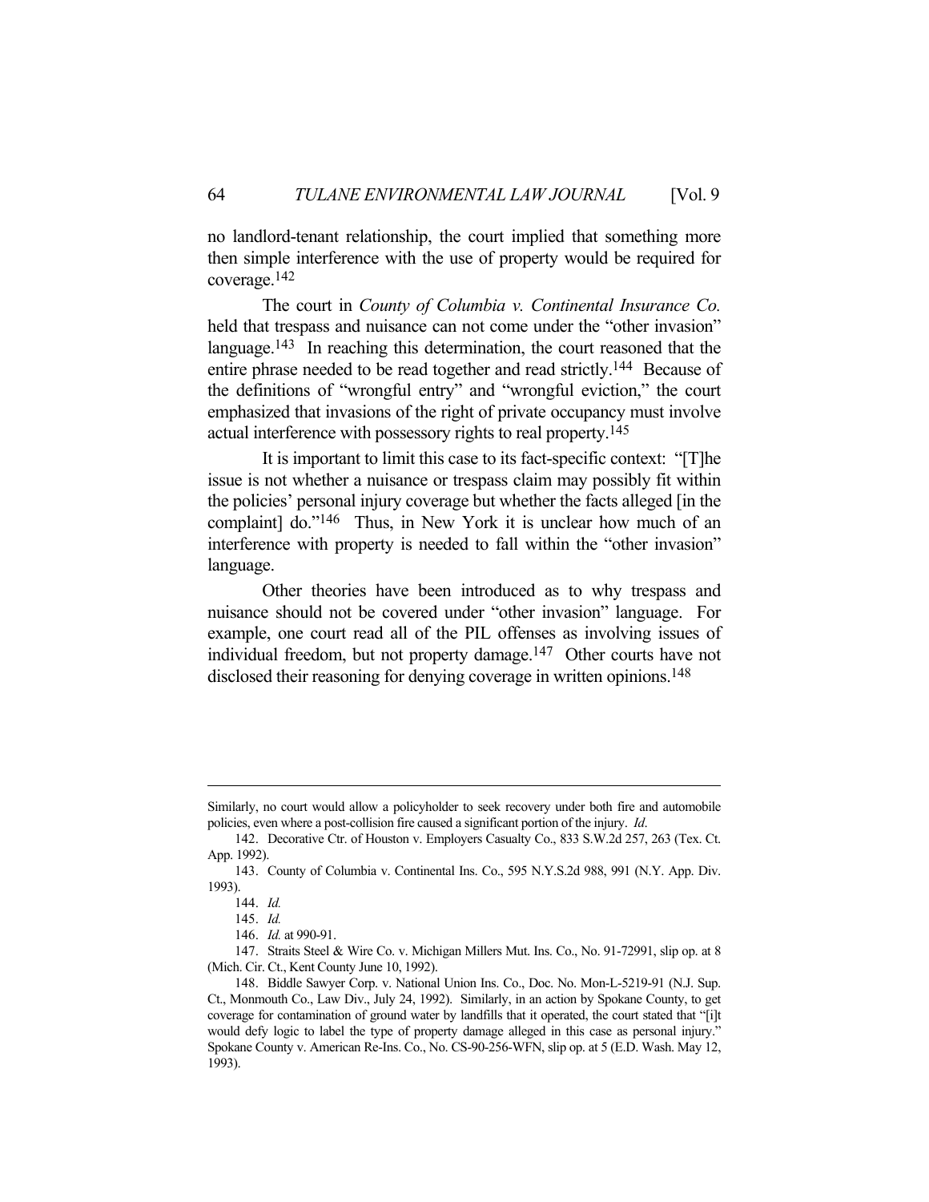no landlord-tenant relationship, the court implied that something more then simple interference with the use of property would be required for coverage.[142]

The court in *County of Columbia v. Continental Insurance Co.* held that trespass and nuisance can not come under the "other invasion" language.[143] In reaching this determination, the court reasoned that the entire phrase needed to be read together and read strictly.[144] Because of the definitions of "wrongful entry" and "wrongful eviction," the court emphasized that invasions of the right of private occupancy must involve actual interference with possessory rights to real property.[145]

It is important to limit this case to its fact-specific context: "[T]he issue is not whether a nuisance or trespass claim may possibly fit within the policies' personal injury coverage but whether the facts alleged [in the complaint] do."[146] Thus, in New York it is unclear how much of an interference with property is needed to fall within the "other invasion" language.

Other theories have been introduced as to why trespass and nuisance should not be covered under "other invasion" language. For example, one court read all of the PIL offenses as involving issues of individual freedom, but not property damage.[147] Other courts have not disclosed their reasoning for denying coverage in written opinions.[148]

---

Similarly, no court would allow a policyholder to seek recovery under both fire and automobile policies, even where a post-collision fire caused a significant portion of the injury. *Id*.

142. Decorative Ctr. of Houston v. Employers Casualty Co., 833 S.W.2d 257, 263 (Tex. Ct. App. 1992).

143. County of Columbia v. Continental Ins. Co., 595 N.Y.S.2d 988, 991 (N.Y. App. Div. 1993).

144. *Id.*

145. *Id.*

146. *Id.* at 990-91.

147. Straits Steel & Wire Co. v. Michigan Millers Mut. Ins. Co., No. 91-72991, slip op. at 8 (Mich. Cir. Ct., Kent County June 10, 1992).

148. Biddle Sawyer Corp. v. National Union Ins. Co., Doc. No. Mon-L-5219-91 (N.J. Sup. Ct., Monmouth Co., Law Div., July 24, 1992). Similarly, in an action by Spokane County, to get coverage for contamination of ground water by landfills that it operated, the court stated that "[i]t would defy logic to label the type of property damage alleged in this case as personal injury." Spokane County v. American Re-Ins. Co., No. CS-90-256-WFN, slip op. at 5 (E.D. Wash. May 12, 1993).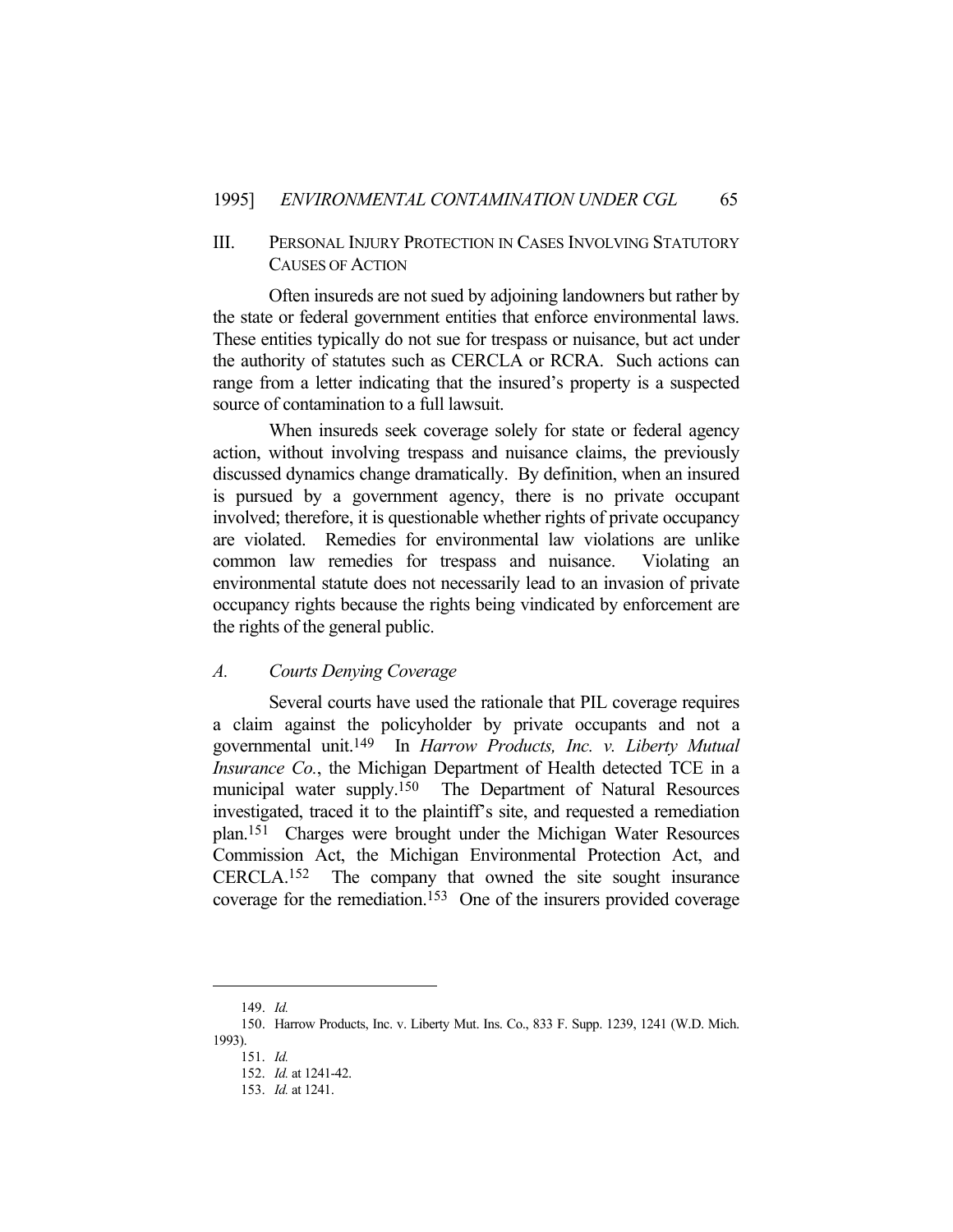## III. Personal Injury Protection in Cases Involving Statutory Causes of Action

Often insureds are not sued by adjoining landowners but rather by the state or federal government entities that enforce environmental laws. These entities typically do not sue for trespass or nuisance, but act under the authority of statutes such as CERCLA or RCRA. Such actions can range from a letter indicating that the insured's property is a suspected source of contamination to a full lawsuit.

When insureds seek coverage solely for state or federal agency action, without involving trespass and nuisance claims, the previously discussed dynamics change dramatically. By definition, when an insured is pursued by a government agency, there is no private occupant involved; therefore, it is questionable whether rights of private occupancy are violated. Remedies for environmental law violations are unlike common law remedies for trespass and nuisance. Violating an environmental statute does not necessarily lead to an invasion of private occupancy rights because the rights being vindicated by enforcement are the rights of the general public.

### *A. Courts Denying Coverage*

Several courts have used the rationale that PIL coverage requires a claim against the policyholder by private occupants and not a governmental unit.[149] In *Harrow Products, Inc. v. Liberty Mutual Insurance Co.*, the Michigan Department of Health detected TCE in a municipal water supply.[150] The Department of Natural Resources investigated, traced it to the plaintiff's site, and requested a remediation plan.[151] Charges were brought under the Michigan Water Resources Commission Act, the Michigan Environmental Protection Act, and CERCLA.[152] The company that owned the site sought insurance coverage for the remediation.[153] One of the insurers provided coverage

149. *Id.*

150. Harrow Products, Inc. v. Liberty Mut. Ins. Co., 833 F. Supp. 1239, 1241 (W.D. Mich. 1993).

151. *Id.*

152. *Id.* at 1241-42.

153. *Id.* at 1241.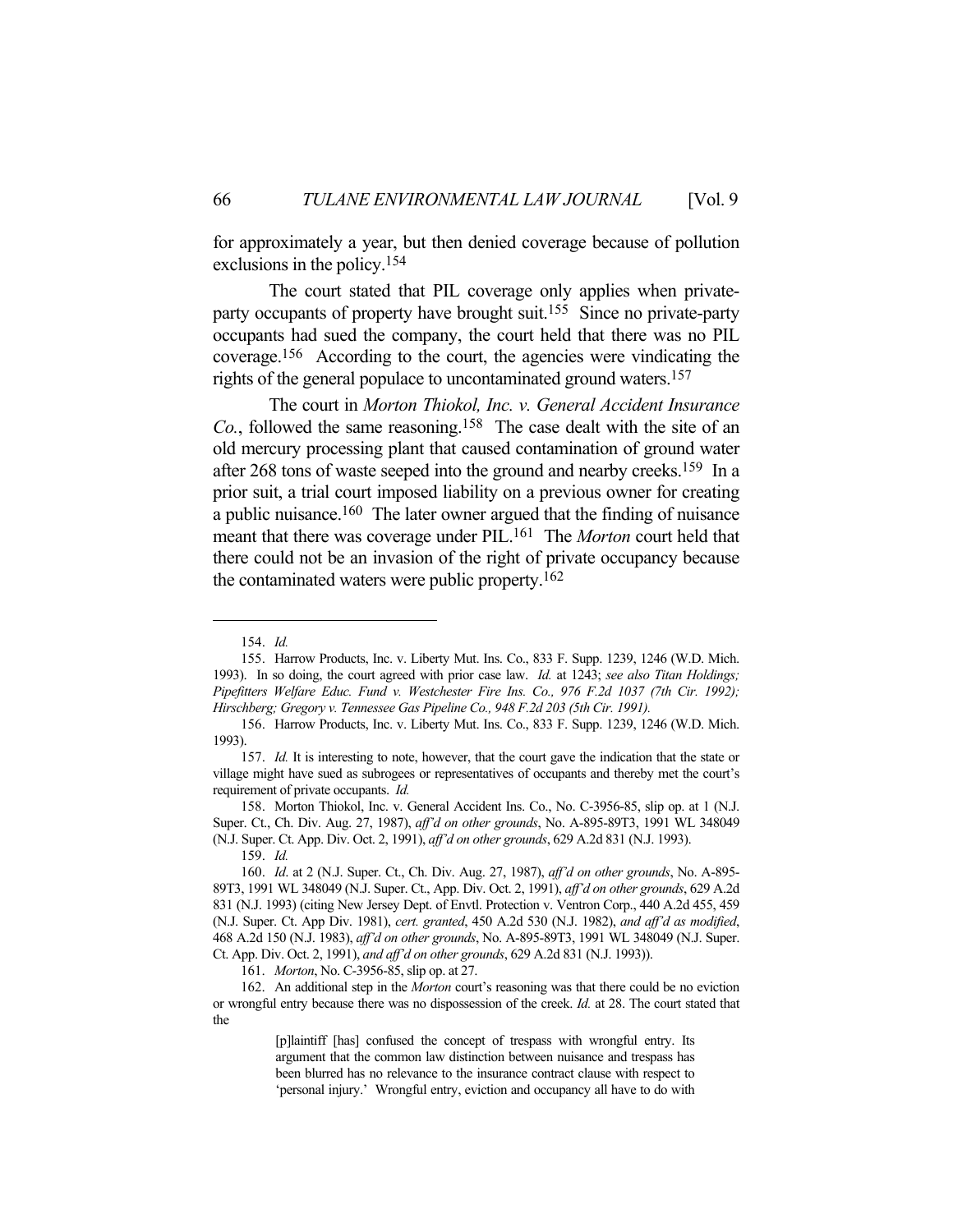for approximately a year, but then denied coverage because of pollution exclusions in the policy.[154]

The court stated that PIL coverage only applies when private-party occupants of property have brought suit.[155] Since no private-party occupants had sued the company, the court held that there was no PIL coverage.[156] According to the court, the agencies were vindicating the rights of the general populace to uncontaminated ground waters.[157]

The court in *Morton Thiokol, Inc. v. General Accident Insurance Co.*, followed the same reasoning.[158] The case dealt with the site of an old mercury processing plant that caused contamination of ground water after 268 tons of waste seeped into the ground and nearby creeks.[159] In a prior suit, a trial court imposed liability on a previous owner for creating a public nuisance.[160] The later owner argued that the finding of nuisance meant that there was coverage under PIL.[161] The *Morton* court held that there could not be an invasion of the right of private occupancy because the contaminated waters were public property.[162]

---

154. *Id.*

155. Harrow Products, Inc. v. Liberty Mut. Ins. Co., 833 F. Supp. 1239, 1246 (W.D. Mich. 1993). In so doing, the court agreed with prior case law. *Id.* at 1243; *see also Titan Holdings; Pipefitters Welfare Educ. Fund v. Westchester Fire Ins. Co., 976 F.2d 1037 (7th Cir. 1992); Hirschberg; Gregory v. Tennessee Gas Pipeline Co., 948 F.2d 203 (5th Cir. 1991).*

156. Harrow Products, Inc. v. Liberty Mut. Ins. Co., 833 F. Supp. 1239, 1246 (W.D. Mich. 1993).

157. *Id.* It is interesting to note, however, that the court gave the indication that the state or village might have sued as subrogees or representatives of occupants and thereby met the court's requirement of private occupants. *Id.*

158. Morton Thiokol, Inc. v. General Accident Ins. Co., No. C-3956-85, slip op. at 1 (N.J. Super. Ct., Ch. Div. Aug. 27, 1987), *aff'd on other grounds*, No. A-895-89T3, 1991 WL 348049 (N.J. Super. Ct. App. Div. Oct. 2, 1991), *aff'd on other grounds*, 629 A.2d 831 (N.J. 1993).

159. *Id.*

160. *Id*. at 2 (N.J. Super. Ct., Ch. Div. Aug. 27, 1987), *aff'd on other grounds*, No. A-895-89T3, 1991 WL 348049 (N.J. Super. Ct., App. Div. Oct. 2, 1991), *aff'd on other grounds*, 629 A.2d 831 (N.J. 1993) (citing New Jersey Dept. of Envtl. Protection v. Ventron Corp., 440 A.2d 455, 459 (N.J. Super. Ct. App Div. 1981), *cert. granted*, 450 A.2d 530 (N.J. 1982), *and aff'd as modified*, 468 A.2d 150 (N.J. 1983), *aff'd on other grounds*, No. A-895-89T3, 1991 WL 348049 (N.J. Super. Ct. App. Div. Oct. 2, 1991), *and aff'd on other grounds*, 629 A.2d 831 (N.J. 1993)).

161. *Morton*, No. C-3956-85, slip op. at 27.

162. An additional step in the *Morton* court's reasoning was that there could be no eviction or wrongful entry because there was no dispossession of the creek. *Id.* at 28. The court stated that the

> [p]laintiff [has] confused the concept of trespass with wrongful entry. Its argument that the common law distinction between nuisance and trespass has been blurred has no relevance to the insurance contract clause with respect to 'personal injury.' Wrongful entry, eviction and occupancy all have to do with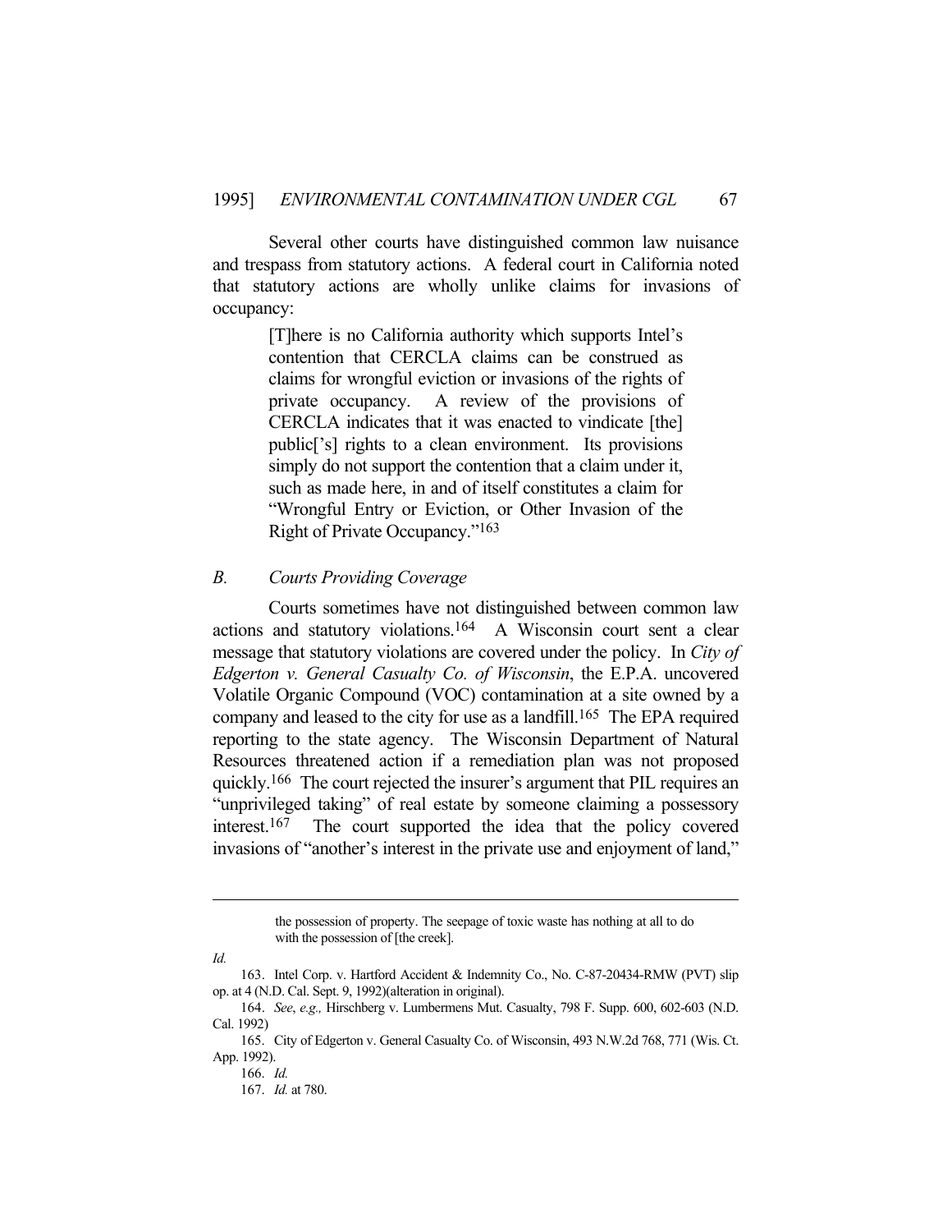Several other courts have distinguished common law nuisance and trespass from statutory actions. A federal court in California noted that statutory actions are wholly unlike claims for invasions of occupancy:

> [T]here is no California authority which supports Intel's contention that CERCLA claims can be construed as claims for wrongful eviction or invasions of the rights of private occupancy. A review of the provisions of CERCLA indicates that it was enacted to vindicate [the] public['s] rights to a clean environment. Its provisions simply do not support the contention that a claim under it, such as made here, in and of itself constitutes a claim for "Wrongful Entry or Eviction, or Other Invasion of the Right of Private Occupancy."[163]

### *B. Courts Providing Coverage*

Courts sometimes have not distinguished between common law actions and statutory violations.[164] A Wisconsin court sent a clear message that statutory violations are covered under the policy. In *City of Edgerton v. General Casualty Co. of Wisconsin*, the E.P.A. uncovered Volatile Organic Compound (VOC) contamination at a site owned by a company and leased to the city for use as a landfill.[165] The EPA required reporting to the state agency. The Wisconsin Department of Natural Resources threatened action if a remediation plan was not proposed quickly.[166] The court rejected the insurer's argument that PIL requires an "unprivileged taking" of real estate by someone claiming a possessory interest.[167] The court supported the idea that the policy covered invasions of "another's interest in the private use and enjoyment of land,"

---

> the possession of property. The seepage of toxic waste has nothing at all to do with the possession of [the creek].

*Id.*

163. Intel Corp. v. Hartford Accident & Indemnity Co., No. C-87-20434-RMW (PVT) slip op. at 4 (N.D. Cal. Sept. 9, 1992)(alteration in original).

164. *See*, *e.g.,* Hirschberg v. Lumbermens Mut. Casualty, 798 F. Supp. 600, 602-603 (N.D. Cal. 1992)

165. City of Edgerton v. General Casualty Co. of Wisconsin, 493 N.W.2d 768, 771 (Wis. Ct. App. 1992).

166. *Id.*

167. *Id.* at 780.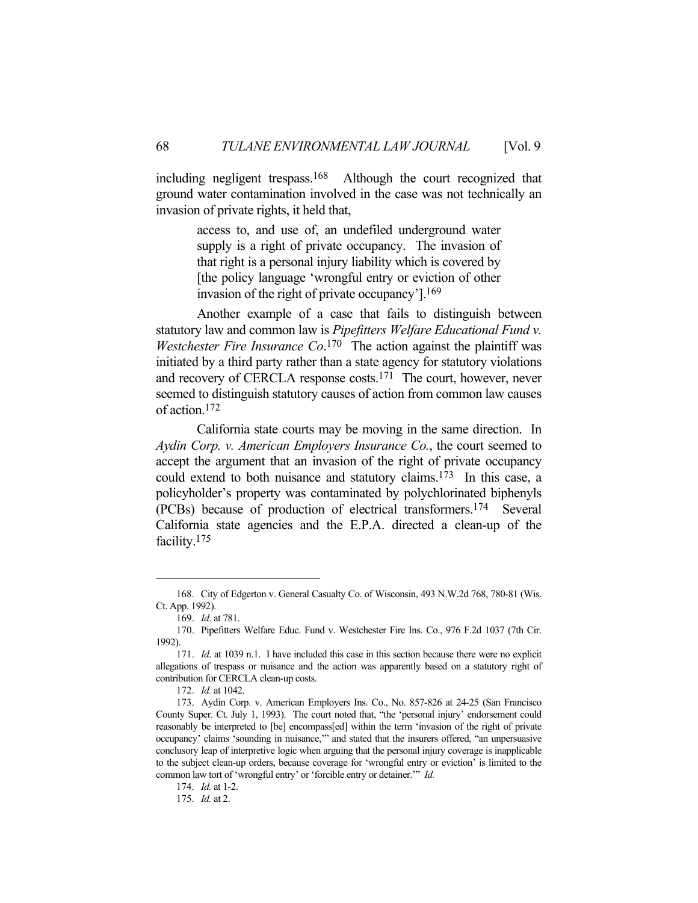including negligent trespass.[168] Although the court recognized that ground water contamination involved in the case was not technically an invasion of private rights, it held that,

> access to, and use of, an undefiled underground water supply is a right of private occupancy. The invasion of that right is a personal injury liability which is covered by [the policy language 'wrongful entry or eviction of other invasion of the right of private occupancy'].[169]

Another example of a case that fails to distinguish between statutory law and common law is *Pipefitters Welfare Educational Fund v. Westchester Fire Insurance Co*.[170] The action against the plaintiff was initiated by a third party rather than a state agency for statutory violations and recovery of CERCLA response costs.[171] The court, however, never seemed to distinguish statutory causes of action from common law causes of action.[172]

California state courts may be moving in the same direction. In *Aydin Corp. v. American Employers Insurance Co.*, the court seemed to accept the argument that an invasion of the right of private occupancy could extend to both nuisance and statutory claims.[173] In this case, a policyholder's property was contaminated by polychlorinated biphenyls (PCBs) because of production of electrical transformers.[174] Several California state agencies and the E.P.A. directed a clean-up of the facility.[175]

---

168. City of Edgerton v. General Casualty Co. of Wisconsin, 493 N.W.2d 768, 780-81 (Wis. Ct. App. 1992).

169. *Id*. at 781.

170. Pipefitters Welfare Educ. Fund v. Westchester Fire Ins. Co., 976 F.2d 1037 (7th Cir. 1992).

171. *Id.* at 1039 n.1. I have included this case in this section because there were no explicit allegations of trespass or nuisance and the action was apparently based on a statutory right of contribution for CERCLA clean-up costs.

172. *Id.* at 1042.

173. Aydin Corp. v. American Employers Ins. Co., No. 857-826 at 24-25 (San Francisco County Super. Ct. July 1, 1993). The court noted that, "the 'personal injury' endorsement could reasonably be interpreted to [be] encompass[ed] within the term 'invasion of the right of private occupancy' claims 'sounding in nuisance,'" and stated that the insurers offered, "an unpersuasive conclusory leap of interpretive logic when arguing that the personal injury coverage is inapplicable to the subject clean-up orders, because coverage for 'wrongful entry or eviction' is limited to the common law tort of 'wrongful entry' or 'forcible entry or detainer.'" *Id.*

174. *Id.* at 1-2.

175. *Id.* at 2.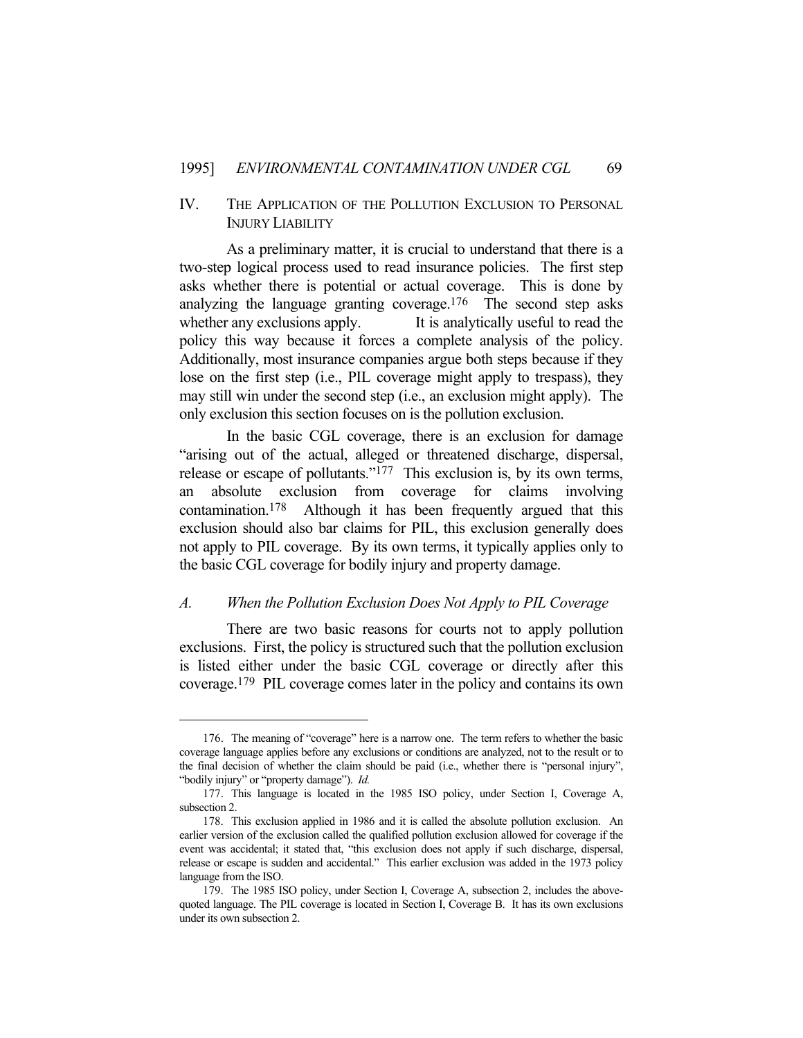## IV. THE APPLICATION OF THE POLLUTION EXCLUSION TO PERSONAL INJURY LIABILITY

As a preliminary matter, it is crucial to understand that there is a two-step logical process used to read insurance policies. The first step asks whether there is potential or actual coverage. This is done by analyzing the language granting coverage.[176] The second step asks whether any exclusions apply. It is analytically useful to read the policy this way because it forces a complete analysis of the policy. Additionally, most insurance companies argue both steps because if they lose on the first step (i.e., PIL coverage might apply to trespass), they may still win under the second step (i.e., an exclusion might apply). The only exclusion this section focuses on is the pollution exclusion.

In the basic CGL coverage, there is an exclusion for damage "arising out of the actual, alleged or threatened discharge, dispersal, release or escape of pollutants."[177] This exclusion is, by its own terms, an absolute exclusion from coverage for claims involving contamination.[178] Although it has been frequently argued that this exclusion should also bar claims for PIL, this exclusion generally does not apply to PIL coverage. By its own terms, it typically applies only to the basic CGL coverage for bodily injury and property damage.

### *A. When the Pollution Exclusion Does Not Apply to PIL Coverage*

There are two basic reasons for courts not to apply pollution exclusions. First, the policy is structured such that the pollution exclusion is listed either under the basic CGL coverage or directly after this coverage.[179] PIL coverage comes later in the policy and contains its own

---

176. The meaning of "coverage" here is a narrow one. The term refers to whether the basic coverage language applies before any exclusions or conditions are analyzed, not to the result or to the final decision of whether the claim should be paid (i.e., whether there is "personal injury", "bodily injury" or "property damage"). *Id.*

177. This language is located in the 1985 ISO policy, under Section I, Coverage A, subsection 2.

178. This exclusion applied in 1986 and it is called the absolute pollution exclusion. An earlier version of the exclusion called the qualified pollution exclusion allowed for coverage if the event was accidental; it stated that, "this exclusion does not apply if such discharge, dispersal, release or escape is sudden and accidental." This earlier exclusion was added in the 1973 policy language from the ISO.

179. The 1985 ISO policy, under Section I, Coverage A, subsection 2, includes the above-quoted language. The PIL coverage is located in Section I, Coverage B. It has its own exclusions under its own subsection 2.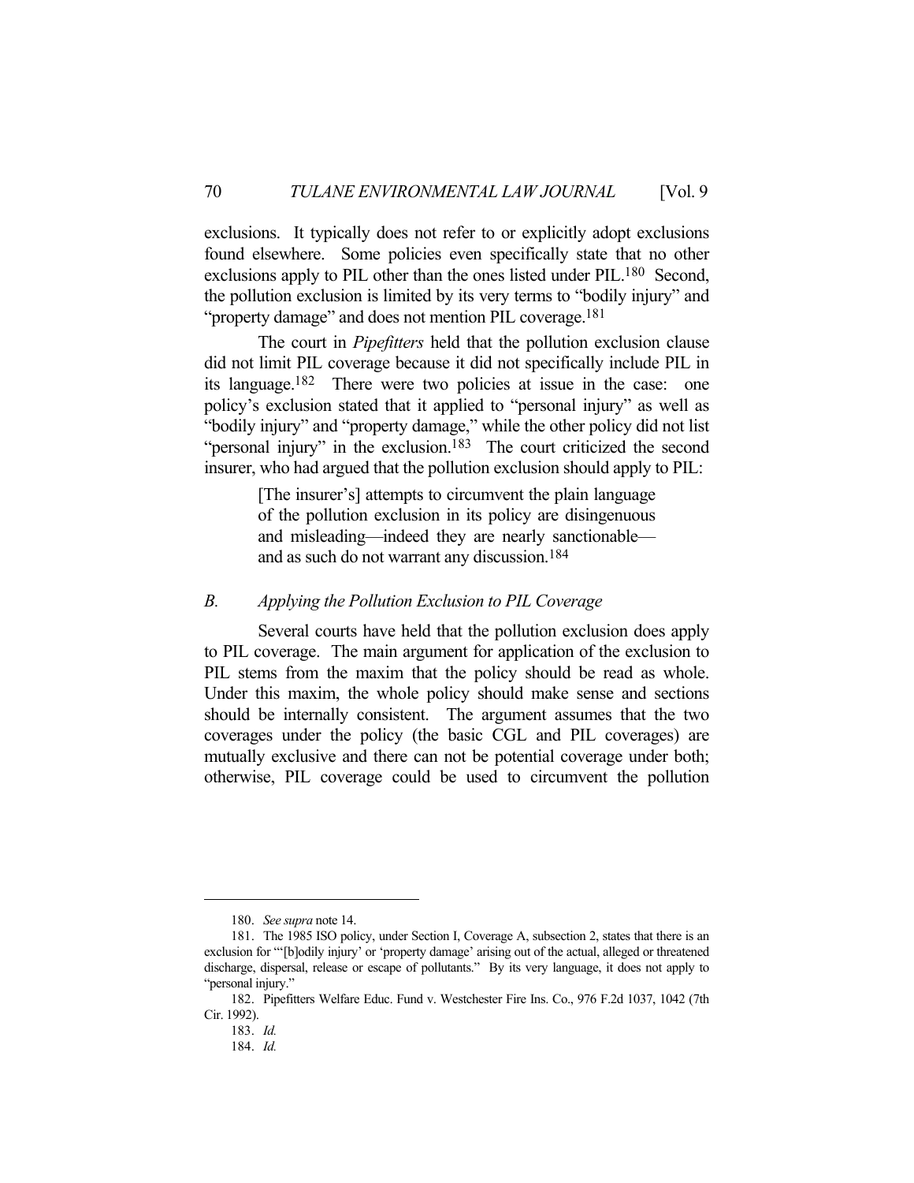exclusions. It typically does not refer to or explicitly adopt exclusions found elsewhere. Some policies even specifically state that no other exclusions apply to PIL other than the ones listed under PIL.[180] Second, the pollution exclusion is limited by its very terms to "bodily injury" and "property damage" and does not mention PIL coverage.[181]

The court in *Pipefitters* held that the pollution exclusion clause did not limit PIL coverage because it did not specifically include PIL in its language.[182] There were two policies at issue in the case: one policy's exclusion stated that it applied to "personal injury" as well as "bodily injury" and "property damage," while the other policy did not list "personal injury" in the exclusion.[183] The court criticized the second insurer, who had argued that the pollution exclusion should apply to PIL:

> [The insurer's] attempts to circumvent the plain language of the pollution exclusion in its policy are disingenuous and misleading—indeed they are nearly sanctionable—and as such do not warrant any discussion.[184]

### *B. Applying the Pollution Exclusion to PIL Coverage*

Several courts have held that the pollution exclusion does apply to PIL coverage. The main argument for application of the exclusion to PIL stems from the maxim that the policy should be read as whole. Under this maxim, the whole policy should make sense and sections should be internally consistent. The argument assumes that the two coverages under the policy (the basic CGL and PIL coverages) are mutually exclusive and there can not be potential coverage under both; otherwise, PIL coverage could be used to circumvent the pollution

---

180. *See supra* note 14.

181. The 1985 ISO policy, under Section I, Coverage A, subsection 2, states that there is an exclusion for "'[b]odily injury' or 'property damage' arising out of the actual, alleged or threatened discharge, dispersal, release or escape of pollutants." By its very language, it does not apply to "personal injury."

182. Pipefitters Welfare Educ. Fund v. Westchester Fire Ins. Co., 976 F.2d 1037, 1042 (7th Cir. 1992).

183. *Id.*

184. *Id.*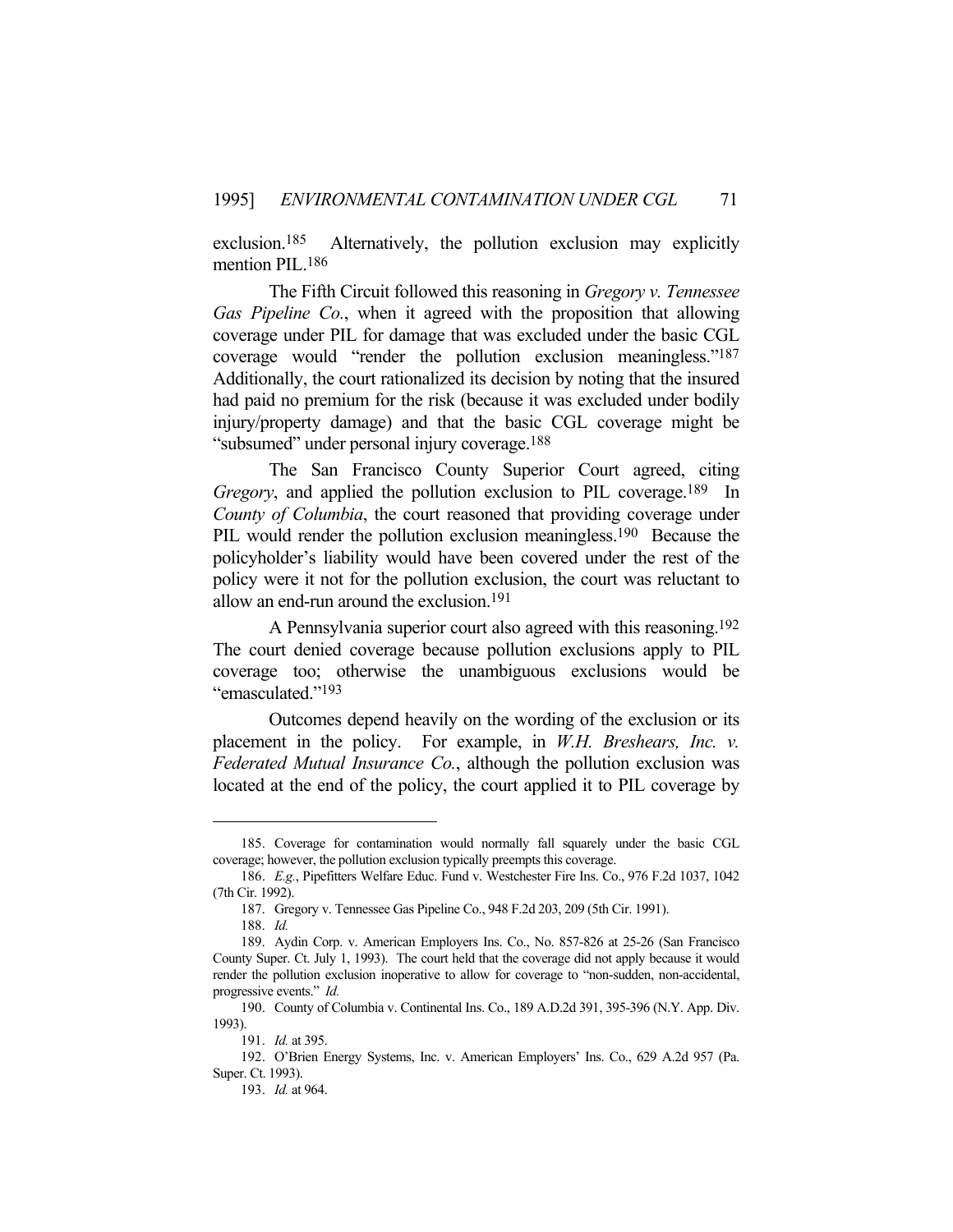exclusion.[185] Alternatively, the pollution exclusion may explicitly mention PIL.[186]

The Fifth Circuit followed this reasoning in *Gregory v. Tennessee Gas Pipeline Co.*, when it agreed with the proposition that allowing coverage under PIL for damage that was excluded under the basic CGL coverage would "render the pollution exclusion meaningless."[187] Additionally, the court rationalized its decision by noting that the insured had paid no premium for the risk (because it was excluded under bodily injury/property damage) and that the basic CGL coverage might be "subsumed" under personal injury coverage.[188]

The San Francisco County Superior Court agreed, citing *Gregory*, and applied the pollution exclusion to PIL coverage.[189] In *County of Columbia*, the court reasoned that providing coverage under PIL would render the pollution exclusion meaningless.[190] Because the policyholder's liability would have been covered under the rest of the policy were it not for the pollution exclusion, the court was reluctant to allow an end-run around the exclusion.[191]

A Pennsylvania superior court also agreed with this reasoning.[192] The court denied coverage because pollution exclusions apply to PIL coverage too; otherwise the unambiguous exclusions would be "emasculated."[193]

Outcomes depend heavily on the wording of the exclusion or its placement in the policy. For example, in *W.H. Breshears, Inc. v. Federated Mutual Insurance Co.*, although the pollution exclusion was located at the end of the policy, the court applied it to PIL coverage by

---

185. Coverage for contamination would normally fall squarely under the basic CGL coverage; however, the pollution exclusion typically preempts this coverage.

186. *E.g.*, Pipefitters Welfare Educ. Fund v. Westchester Fire Ins. Co., 976 F.2d 1037, 1042 (7th Cir. 1992).

187. Gregory v. Tennessee Gas Pipeline Co., 948 F.2d 203, 209 (5th Cir. 1991).

188. *Id.*

189. Aydin Corp. v. American Employers Ins. Co., No. 857-826 at 25-26 (San Francisco County Super. Ct. July 1, 1993). The court held that the coverage did not apply because it would render the pollution exclusion inoperative to allow for coverage to "non-sudden, non-accidental, progressive events." *Id.*

190. County of Columbia v. Continental Ins. Co., 189 A.D.2d 391, 395-396 (N.Y. App. Div. 1993).

191. *Id.* at 395.

192. O'Brien Energy Systems, Inc. v. American Employers' Ins. Co., 629 A.2d 957 (Pa. Super. Ct. 1993).

193. *Id.* at 964.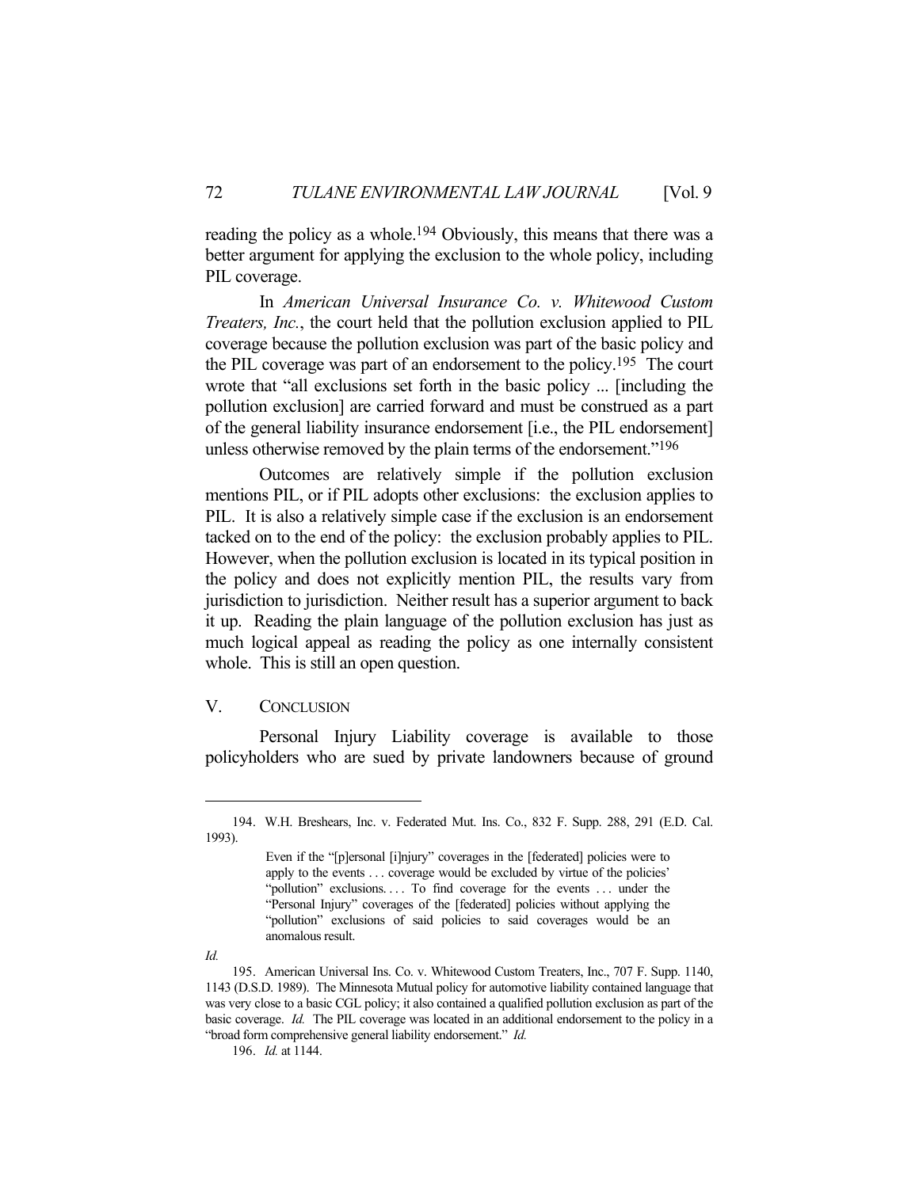reading the policy as a whole.[194] Obviously, this means that there was a better argument for applying the exclusion to the whole policy, including PIL coverage.

In *American Universal Insurance Co. v. Whitewood Custom Treaters, Inc.*, the court held that the pollution exclusion applied to PIL coverage because the pollution exclusion was part of the basic policy and the PIL coverage was part of an endorsement to the policy.[195] The court wrote that "all exclusions set forth in the basic policy ... [including the pollution exclusion] are carried forward and must be construed as a part of the general liability insurance endorsement [i.e., the PIL endorsement] unless otherwise removed by the plain terms of the endorsement."[196]

Outcomes are relatively simple if the pollution exclusion mentions PIL, or if PIL adopts other exclusions: the exclusion applies to PIL. It is also a relatively simple case if the exclusion is an endorsement tacked on to the end of the policy: the exclusion probably applies to PIL. However, when the pollution exclusion is located in its typical position in the policy and does not explicitly mention PIL, the results vary from jurisdiction to jurisdiction. Neither result has a superior argument to back it up. Reading the plain language of the pollution exclusion has just as much logical appeal as reading the policy as one internally consistent whole. This is still an open question.

## V. CONCLUSION

Personal Injury Liability coverage is available to those policyholders who are sued by private landowners because of ground

---

194. W.H. Breshears, Inc. v. Federated Mut. Ins. Co., 832 F. Supp. 288, 291 (E.D. Cal. 1993).

> Even if the "[p]ersonal [i]njury" coverages in the [federated] policies were to apply to the events . . . coverage would be excluded by virtue of the policies' "pollution" exclusions. . . . To find coverage for the events . . . under the "Personal Injury" coverages of the [federated] policies without applying the "pollution" exclusions of said policies to said coverages would be an anomalous result.

*Id.*

195. American Universal Ins. Co. v. Whitewood Custom Treaters, Inc., 707 F. Supp. 1140, 1143 (D.S.D. 1989). The Minnesota Mutual policy for automotive liability contained language that was very close to a basic CGL policy; it also contained a qualified pollution exclusion as part of the basic coverage. *Id.* The PIL coverage was located in an additional endorsement to the policy in a "broad form comprehensive general liability endorsement." *Id.*

196. *Id.* at 1144.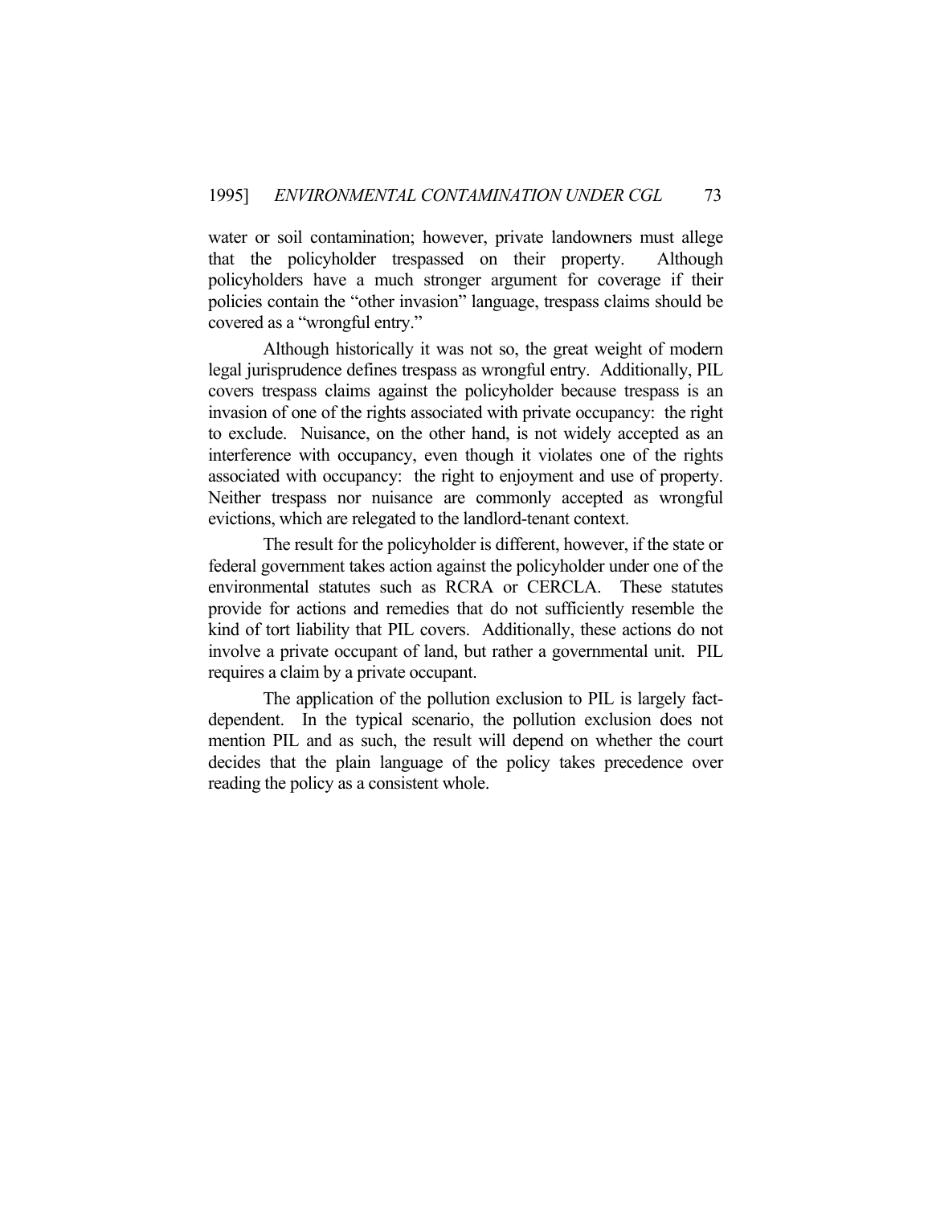water or soil contamination; however, private landowners must allege that the policyholder trespassed on their property. Although policyholders have a much stronger argument for coverage if their policies contain the "other invasion" language, trespass claims should be covered as a "wrongful entry."

Although historically it was not so, the great weight of modern legal jurisprudence defines trespass as wrongful entry. Additionally, PIL covers trespass claims against the policyholder because trespass is an invasion of one of the rights associated with private occupancy: the right to exclude. Nuisance, on the other hand, is not widely accepted as an interference with occupancy, even though it violates one of the rights associated with occupancy: the right to enjoyment and use of property. Neither trespass nor nuisance are commonly accepted as wrongful evictions, which are relegated to the landlord-tenant context.

The result for the policyholder is different, however, if the state or federal government takes action against the policyholder under one of the environmental statutes such as RCRA or CERCLA. These statutes provide for actions and remedies that do not sufficiently resemble the kind of tort liability that PIL covers. Additionally, these actions do not involve a private occupant of land, but rather a governmental unit. PIL requires a claim by a private occupant.

The application of the pollution exclusion to PIL is largely fact-dependent. In the typical scenario, the pollution exclusion does not mention PIL and as such, the result will depend on whether the court decides that the plain language of the policy takes precedence over reading the policy as a consistent whole.